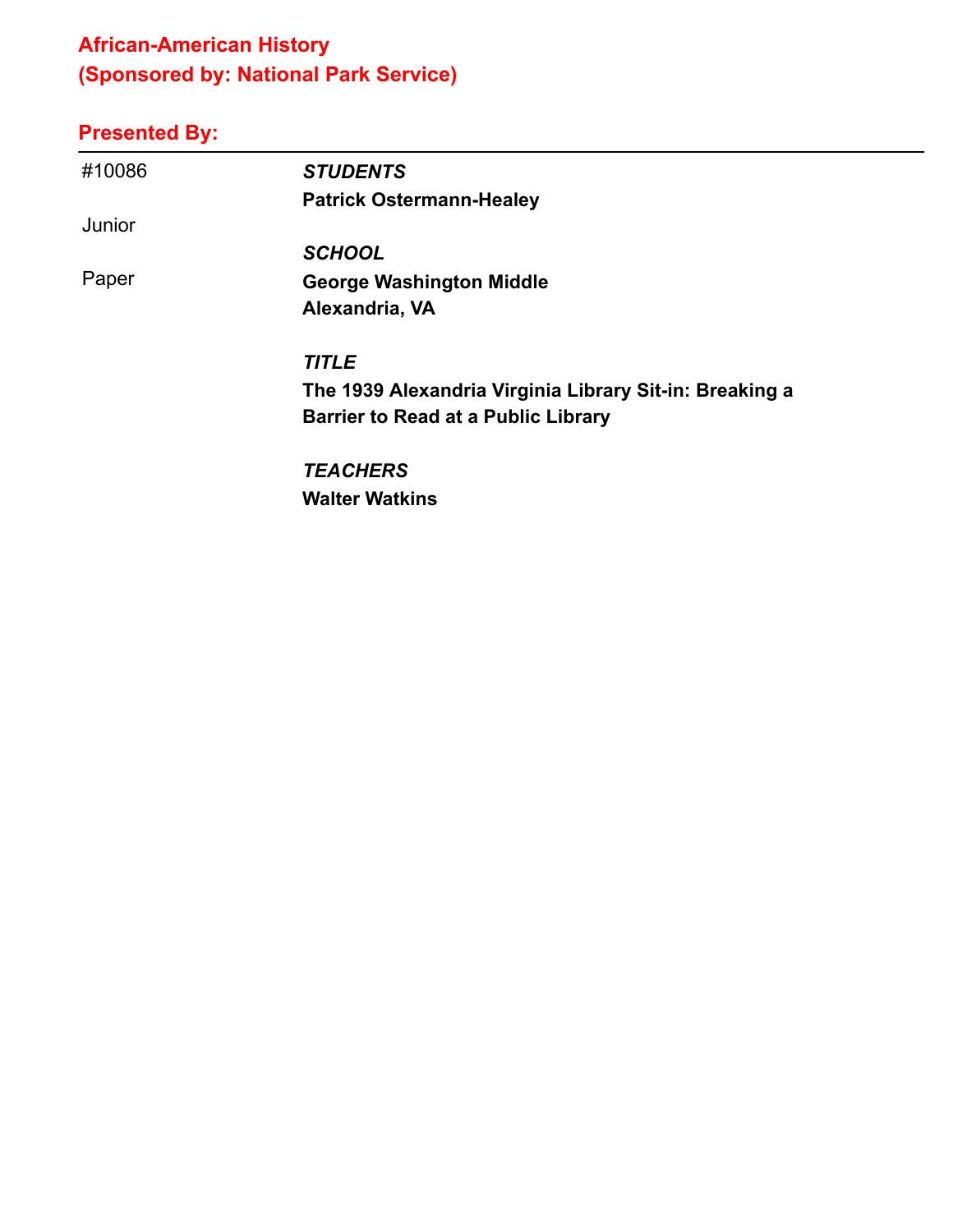# African-American History
# (Sponsored by: National Park Service)

## Presented By:

---

#10086

Junior

Paper

***STUDENTS***

**Patrick Ostermann-Healey**

***SCHOOL***

**George Washington Middle**
**Alexandria, VA**

***TITLE***

**The 1939 Alexandria Virginia Library Sit-in: Breaking a Barrier to Read at a Public Library**

***TEACHERS***

**Walter Watkins**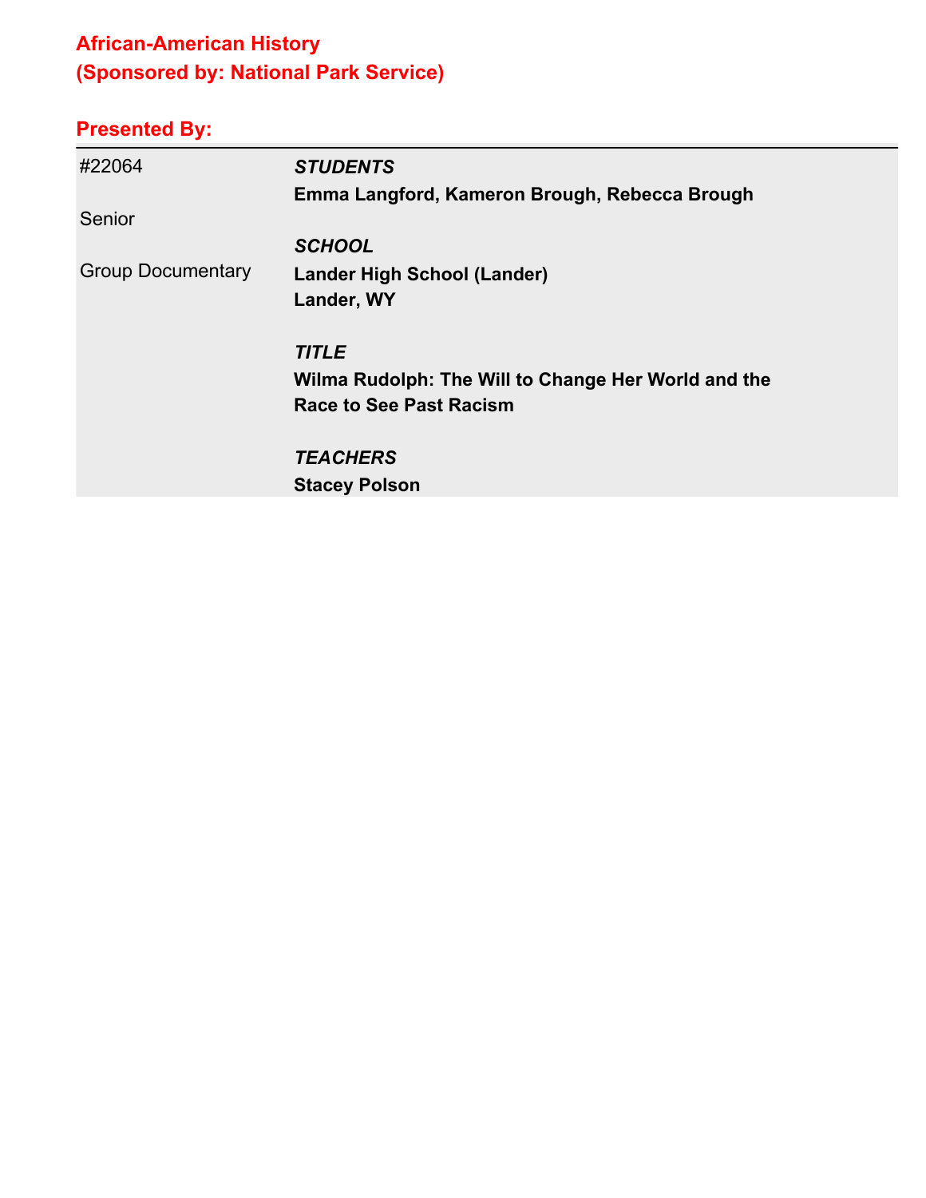## African-American History
## (Sponsored by: National Park Service)

### Presented By:

| | |
|---|---|
| #22064 | ***STUDENTS*** |
| | **Emma Langford, Kameron Brough, Rebecca Brough** |
| Senior | |
| | ***SCHOOL*** |
| Group Documentary | **Lander High School (Lander)** |
| | **Lander, WY** |
| | |
| | ***TITLE*** |
| | **Wilma Rudolph: The Will to Change Her World and the Race to See Past Racism** |
| | |
| | ***TEACHERS*** |
| | **Stacey Polson** |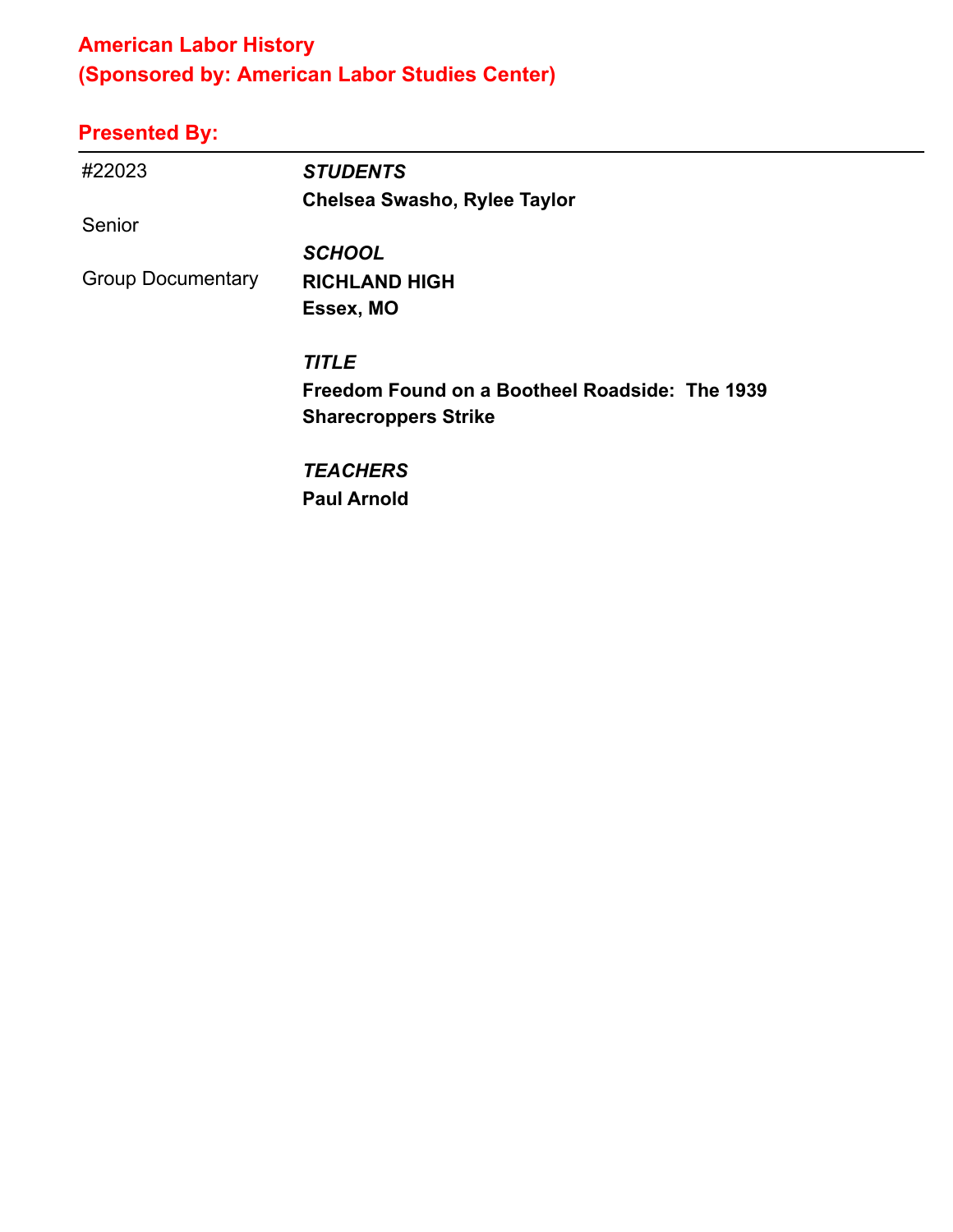## American Labor History
## (Sponsored by: American Labor Studies Center)

### Presented By:

---

#22023

Senior

Group Documentary

*STUDENTS*
**Chelsea Swasho, Rylee Taylor**

*SCHOOL*
**RICHLAND HIGH**
**Essex, MO**

*TITLE*
**Freedom Found on a Bootheel Roadside: The 1939 Sharecroppers Strike**

*TEACHERS*
**Paul Arnold**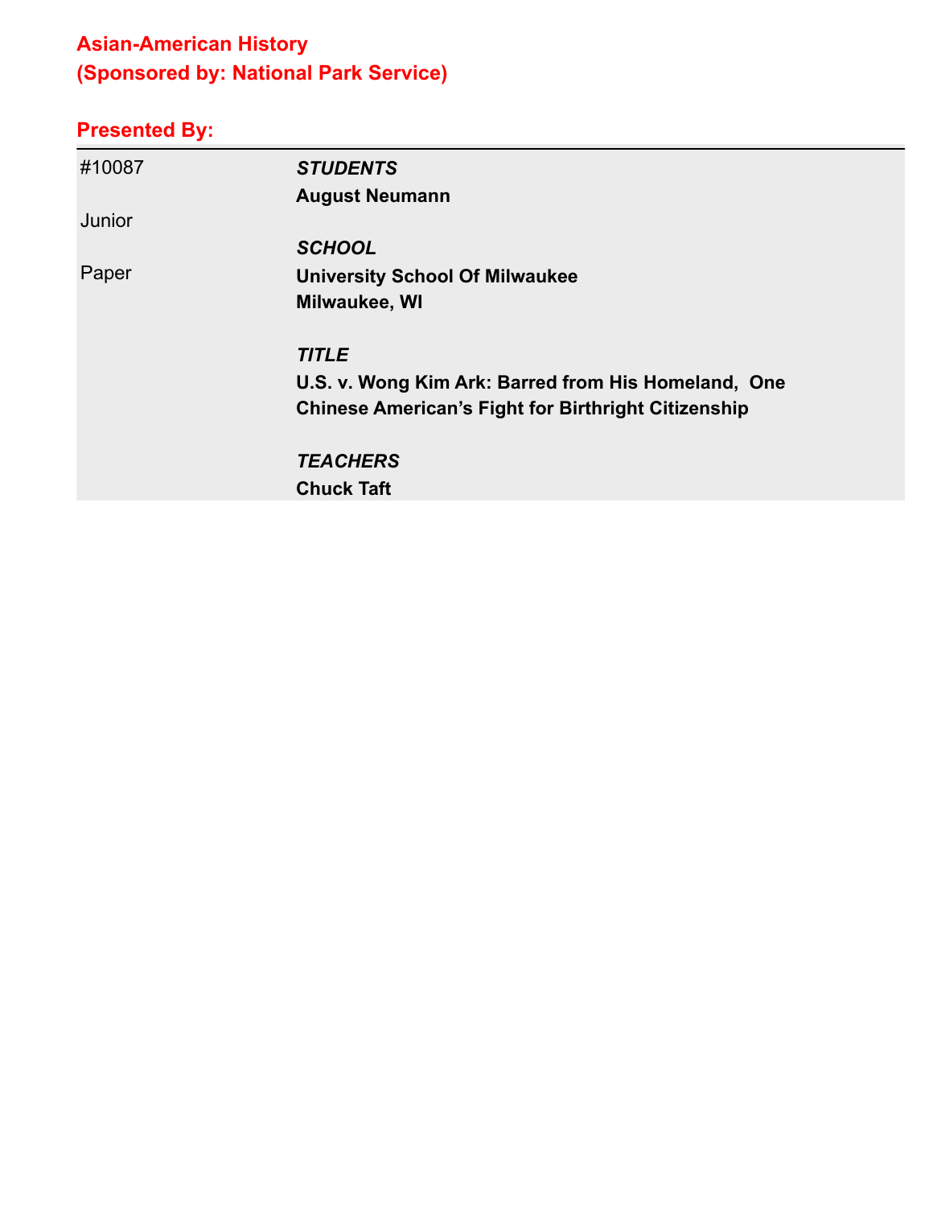## Asian-American History
## (Sponsored by: National Park Service)

### Presented By:

| | |
|---|---|
| #10087 | ***STUDENTS*** |
| | **August Neumann** |
| Junior | |
| | ***SCHOOL*** |
| Paper | **University School Of Milwaukee** |
| | **Milwaukee, WI** |
| | ***TITLE*** |
| | **U.S. v. Wong Kim Ark: Barred from His Homeland, One Chinese American's Fight for Birthright Citizenship** |
| | ***TEACHERS*** |
| | **Chuck Taft** |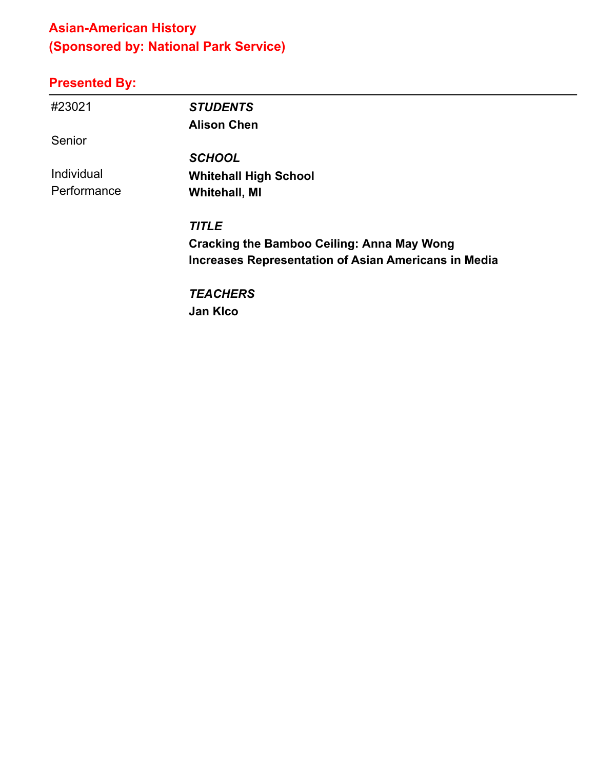## Asian-American History
## (Sponsored by: National Park Service)

### Presented By:

---

#23021

Senior

Individual Performance

***STUDENTS***

**Alison Chen**

***SCHOOL***

**Whitehall High School**
**Whitehall, MI**

***TITLE***

**Cracking the Bamboo Ceiling: Anna May Wong Increases Representation of Asian Americans in Media**

***TEACHERS***

**Jan Klco**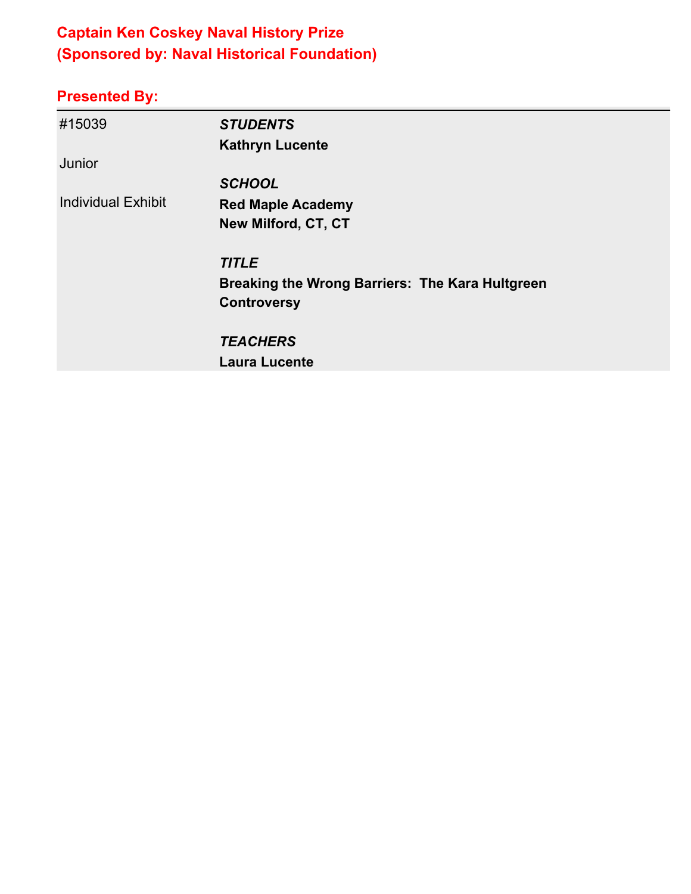## Captain Ken Coskey Naval History Prize
## (Sponsored by: Naval Historical Foundation)

### Presented By:

| | |
|---|---|
| #15039 | ***STUDENTS*** |
| | **Kathryn Lucente** |
| Junior | |
| | ***SCHOOL*** |
| Individual Exhibit | **Red Maple Academy** |
| | **New Milford, CT, CT** |
| | |
| | ***TITLE*** |
| | **Breaking the Wrong Barriers:  The Kara Hultgreen Controversy** |
| | |
| | ***TEACHERS*** |
| | **Laura Lucente** |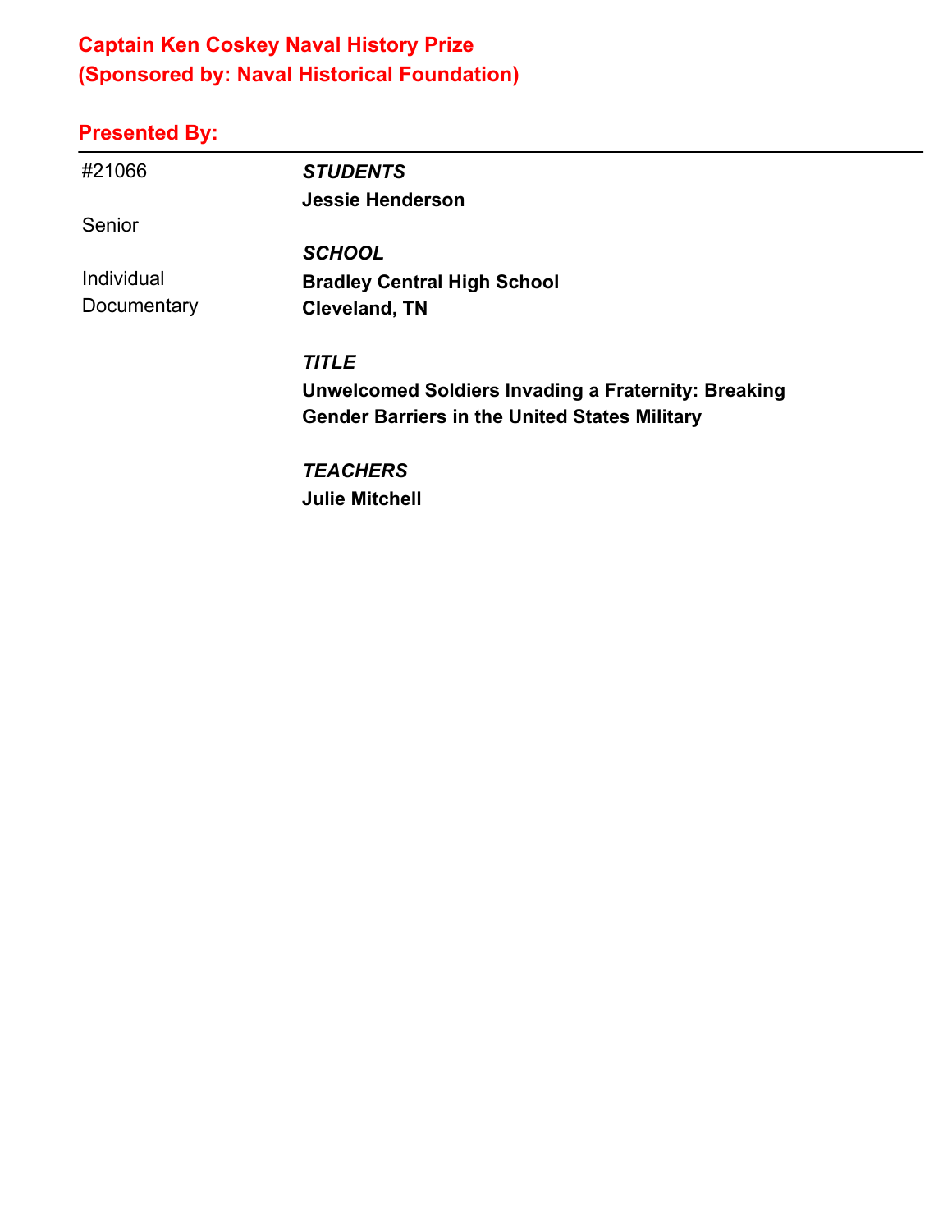## Captain Ken Coskey Naval History Prize
## (Sponsored by: Naval Historical Foundation)

### Presented By:

---

#21066

Senior

Individual Documentary

***STUDENTS***
**Jessie Henderson**

***SCHOOL***
**Bradley Central High School**
**Cleveland, TN**

***TITLE***
**Unwelcomed Soldiers Invading a Fraternity: Breaking Gender Barriers in the United States Military**

***TEACHERS***
**Julie Mitchell**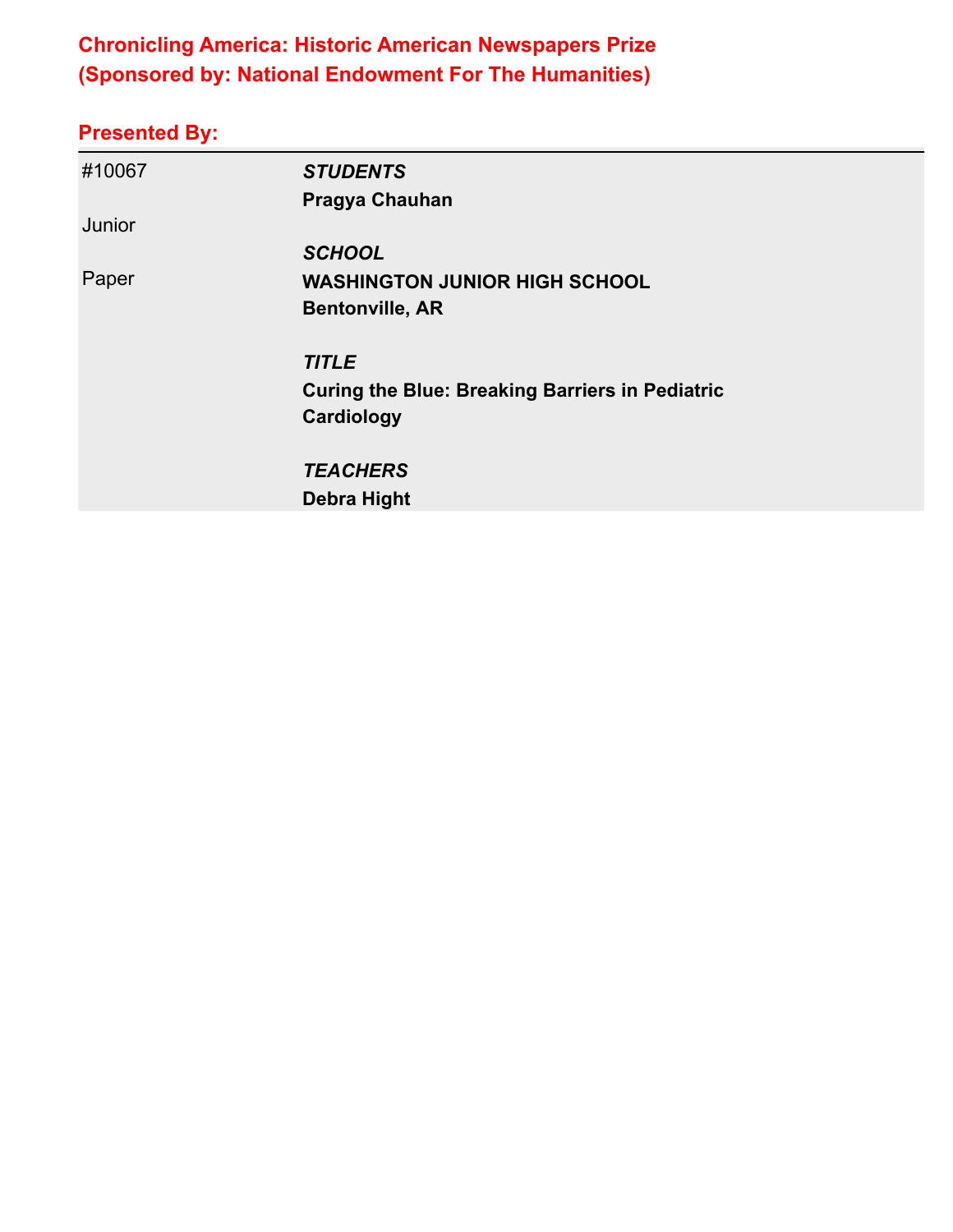## Chronicling America: Historic American Newspapers Prize
## (Sponsored by: National Endowment For The Humanities)

### Presented By:

| | |
|---|---|
| #10067 | ***STUDENTS*** |
| | **Pragya Chauhan** |
| Junior | |
| | ***SCHOOL*** |
| Paper | **WASHINGTON JUNIOR HIGH SCHOOL** |
| | **Bentonville, AR** |
| | ***TITLE*** |
| | **Curing the Blue: Breaking Barriers in Pediatric Cardiology** |
| | ***TEACHERS*** |
| | **Debra Hight** |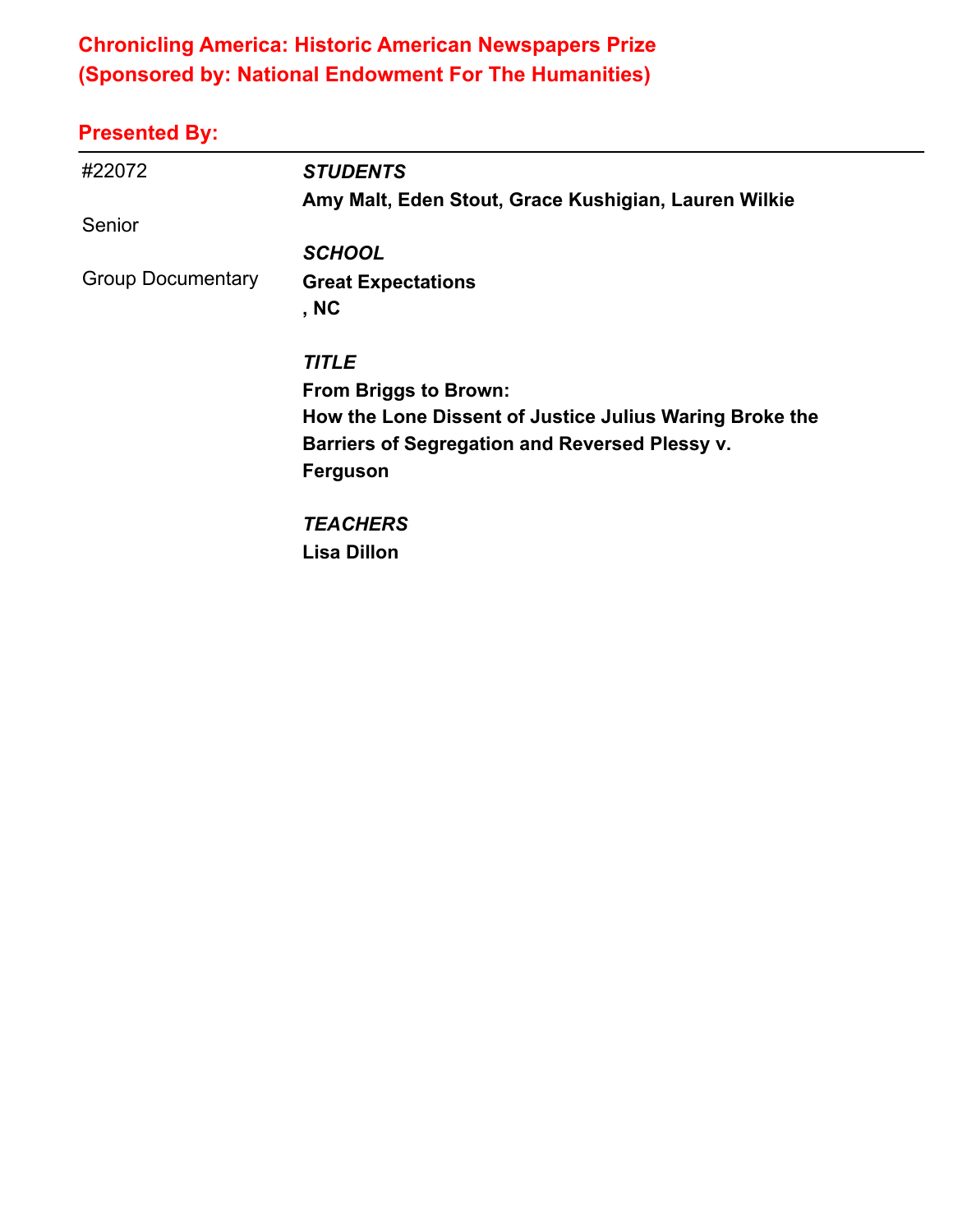## Chronicling America: Historic American Newspapers Prize
## (Sponsored by: National Endowment For The Humanities)

### Presented By:

#22072

Senior

Group Documentary

*STUDENTS*

**Amy Malt, Eden Stout, Grace Kushigian, Lauren Wilkie**

*SCHOOL*

**Great Expectations**
**, NC**

*TITLE*

**From Briggs to Brown:**
**How the Lone Dissent of Justice Julius Waring Broke the Barriers of Segregation and Reversed Plessy v. Ferguson**

*TEACHERS*

**Lisa Dillon**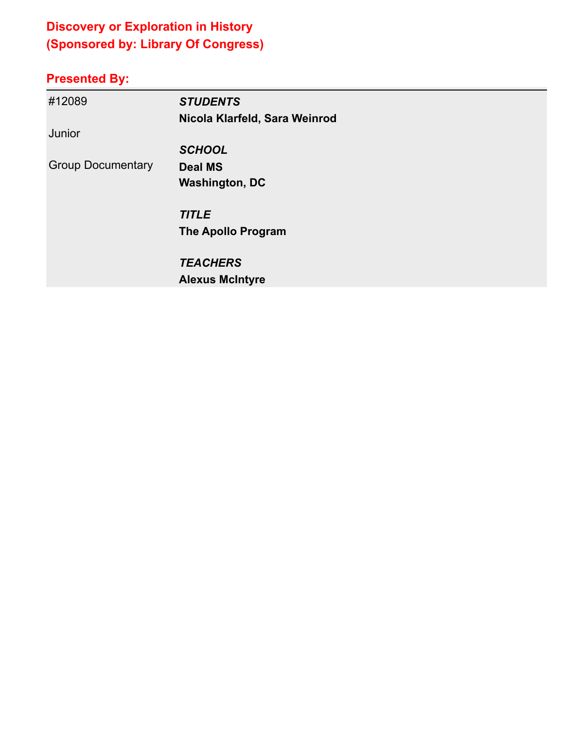## Discovery or Exploration in History
## (Sponsored by: Library Of Congress)

### Presented By:

| | |
|---|---|
| #12089 | ***STUDENTS*** |
| | **Nicola Klarfeld, Sara Weinrod** |
| Junior | |
| | ***SCHOOL*** |
| Group Documentary | **Deal MS** |
| | **Washington, DC** |
| | |
| | ***TITLE*** |
| | **The Apollo Program** |
| | |
| | ***TEACHERS*** |
| | **Alexus McIntyre** |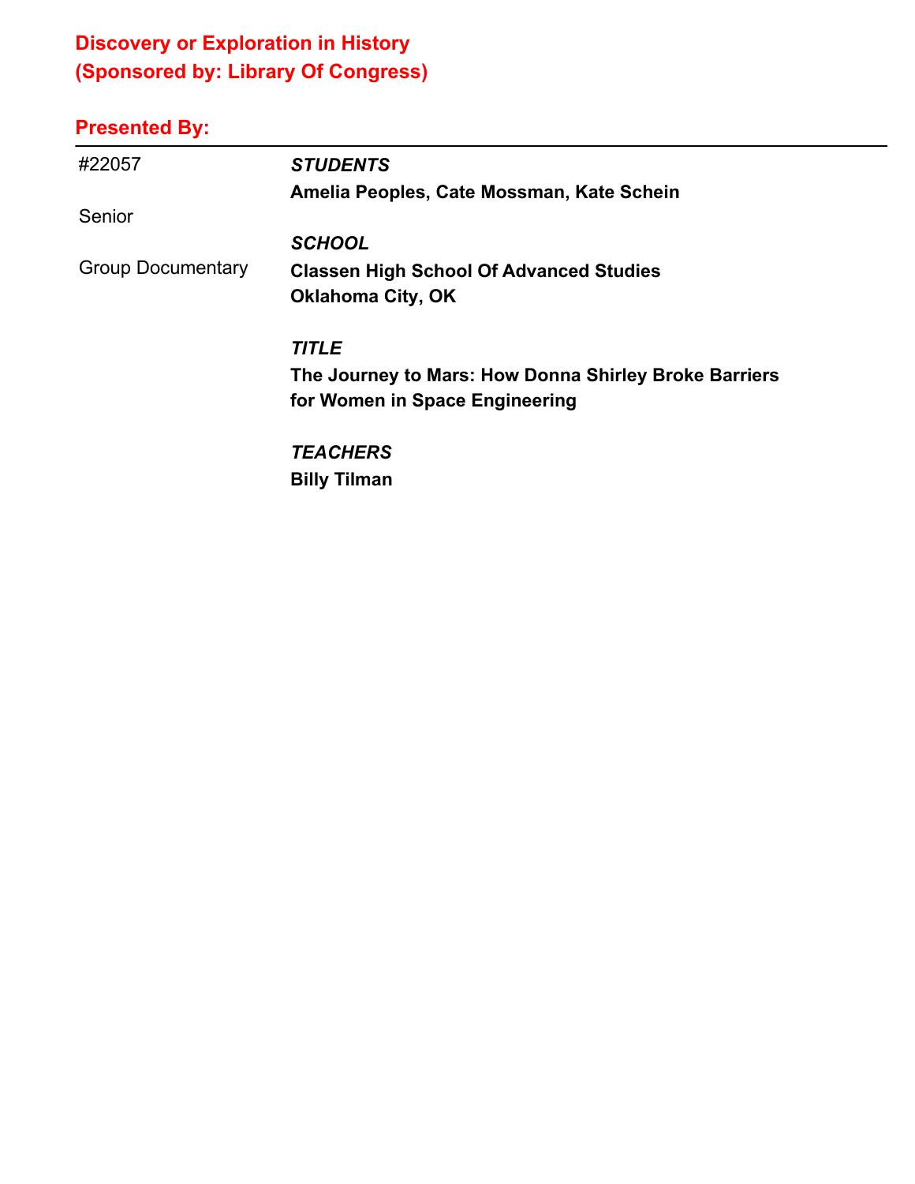## Discovery or Exploration in History
## (Sponsored by: Library Of Congress)

### Presented By:

---

#22057

Senior

Group Documentary

***STUDENTS***
**Amelia Peoples, Cate Mossman, Kate Schein**

***SCHOOL***
**Classen High School Of Advanced Studies**
**Oklahoma City, OK**

***TITLE***
**The Journey to Mars: How Donna Shirley Broke Barriers for Women in Space Engineering**

***TEACHERS***
**Billy Tilman**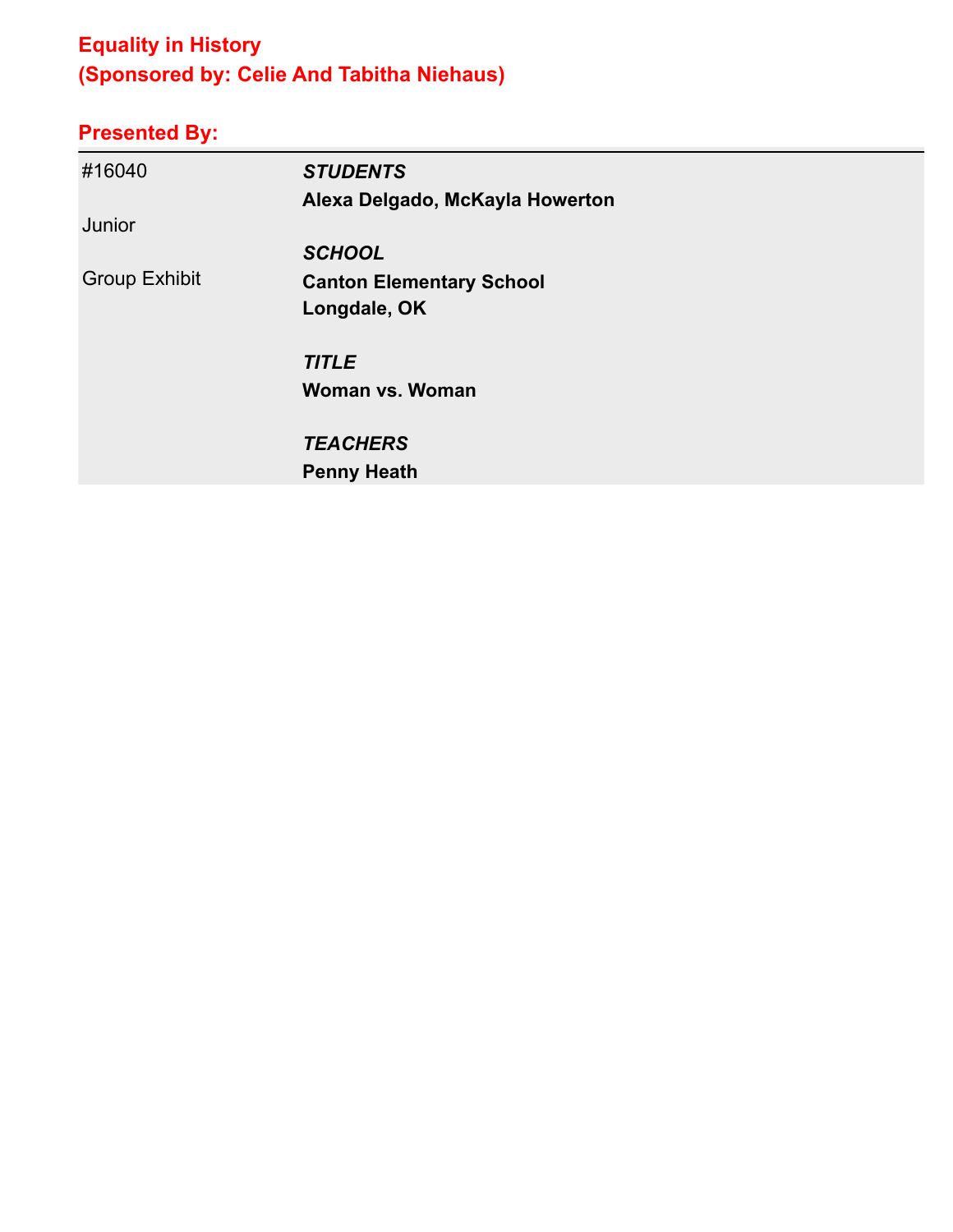## Equality in History
## (Sponsored by: Celie And Tabitha Niehaus)

### Presented By:

| | |
|---|---|
| #16040 | ***STUDENTS*** |
| | **Alexa Delgado, McKayla Howerton** |
| Junior | |
| | ***SCHOOL*** |
| Group Exhibit | **Canton Elementary School** |
| | **Longdale, OK** |
| | |
| | ***TITLE*** |
| | **Woman vs. Woman** |
| | |
| | ***TEACHERS*** |
| | **Penny Heath** |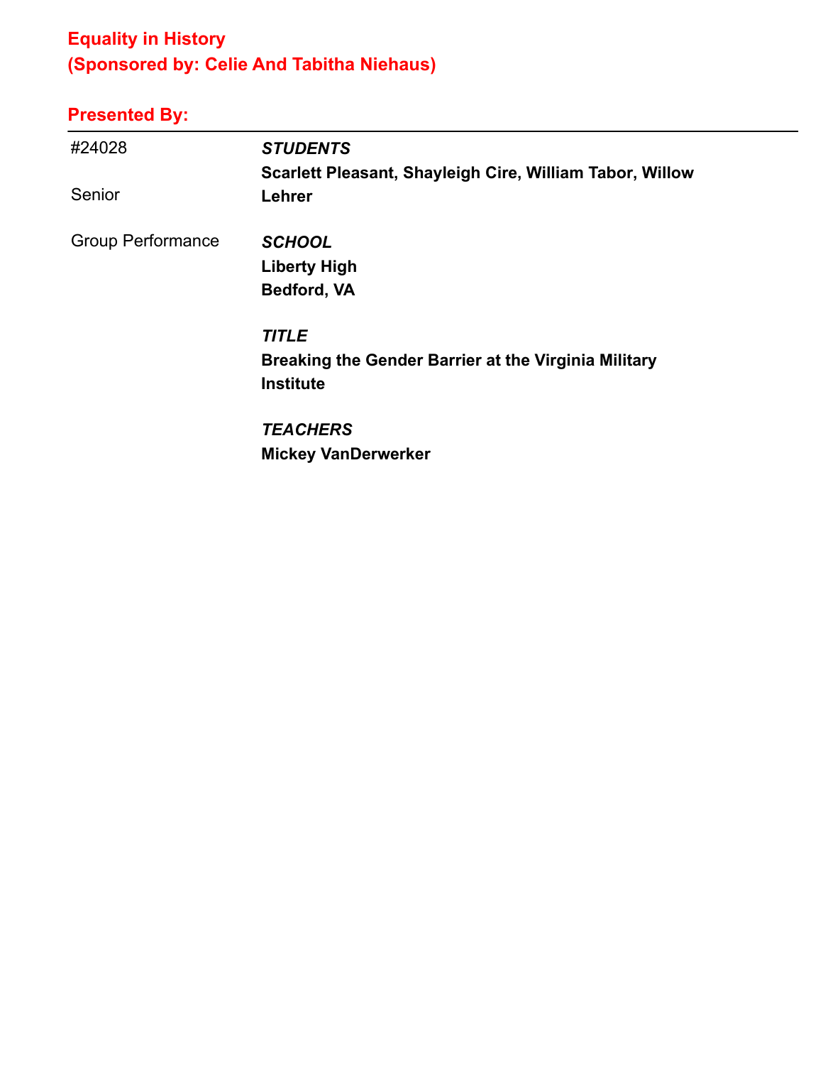## Equality in History
## (Sponsored by: Celie And Tabitha Niehaus)

### Presented By:

| | |
|---|---|
| #24028 | ***STUDENTS*** |
| | **Scarlett Pleasant, Shayleigh Cire, William Tabor, Willow Lehrer** |
| Senior | |
| Group Performance | ***SCHOOL*** |
| | **Liberty High** |
| | **Bedford, VA** |
| | ***TITLE*** |
| | **Breaking the Gender Barrier at the Virginia Military Institute** |
| | ***TEACHERS*** |
| | **Mickey VanDerwerker** |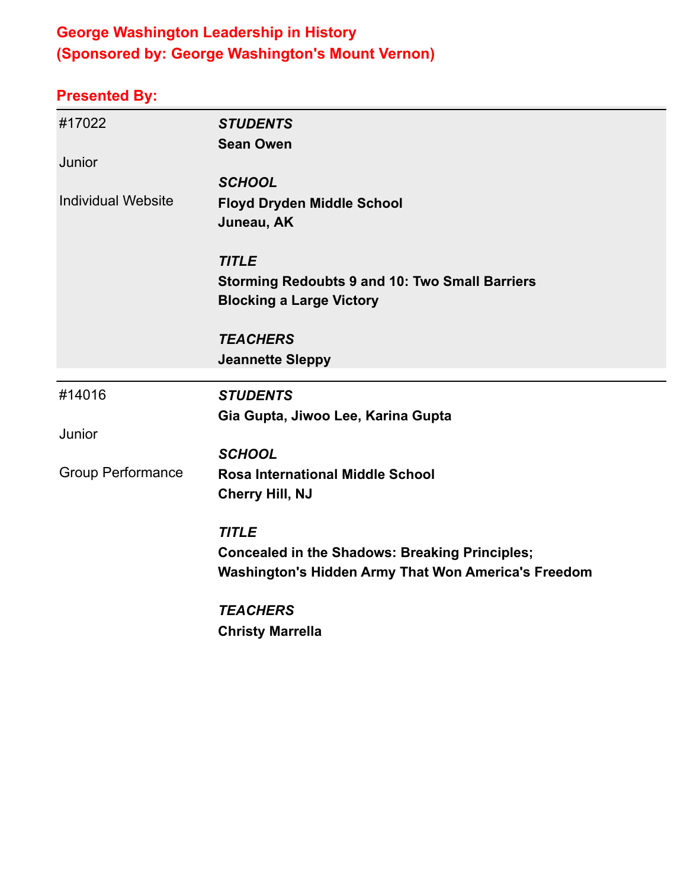## George Washington Leadership in History
## (Sponsored by: George Washington's Mount Vernon)

### Presented By:

| | |
|---|---|
| #17022<br><br>Junior<br><br>Individual Website | ***STUDENTS***<br>**Sean Owen**<br><br>***SCHOOL***<br>**Floyd Dryden Middle School**<br>**Juneau, AK**<br><br>***TITLE***<br>**Storming Redoubts 9 and 10: Two Small Barriers Blocking a Large Victory**<br><br>***TEACHERS***<br>**Jeannette Sleppy** |
| #14016<br><br>Junior<br><br>Group Performance | ***STUDENTS***<br>**Gia Gupta, Jiwoo Lee, Karina Gupta**<br><br>***SCHOOL***<br>**Rosa International Middle School**<br>**Cherry Hill, NJ**<br><br>***TITLE***<br>**Concealed in the Shadows: Breaking Principles; Washington's Hidden Army That Won America's Freedom**<br><br>***TEACHERS***<br>**Christy Marrella** |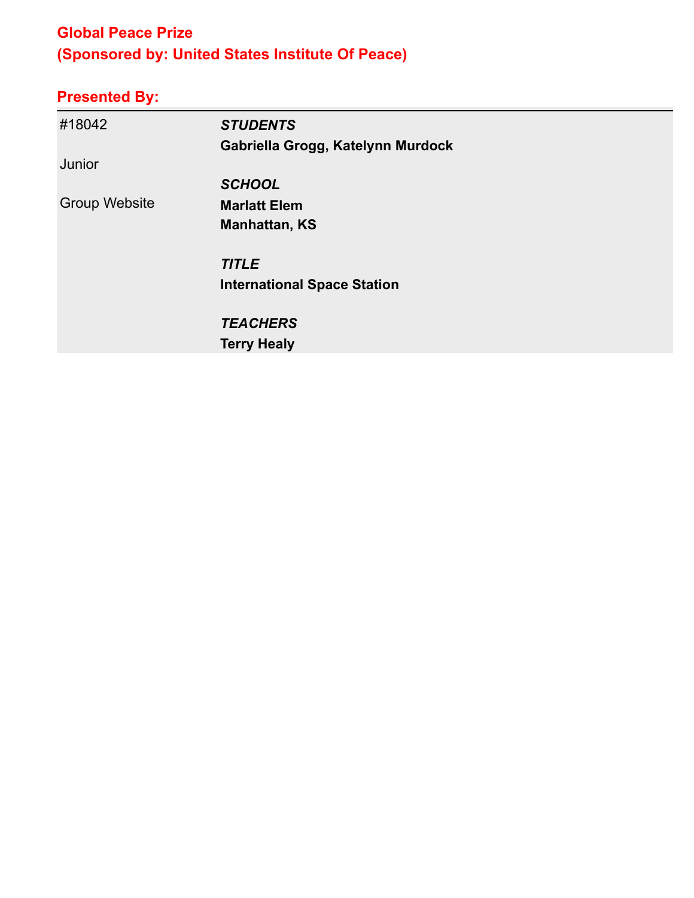**Global Peace Prize**
**(Sponsored by: United States Institute Of Peace)**

**Presented By:**

| | |
|---|---|
| #18042 | ***STUDENTS*** |
| | **Gabriella Grogg, Katelynn Murdock** |
| Junior | |
| | ***SCHOOL*** |
| Group Website | **Marlatt Elem** |
| | **Manhattan, KS** |
| | |
| | ***TITLE*** |
| | **International Space Station** |
| | |
| | ***TEACHERS*** |
| | **Terry Healy** |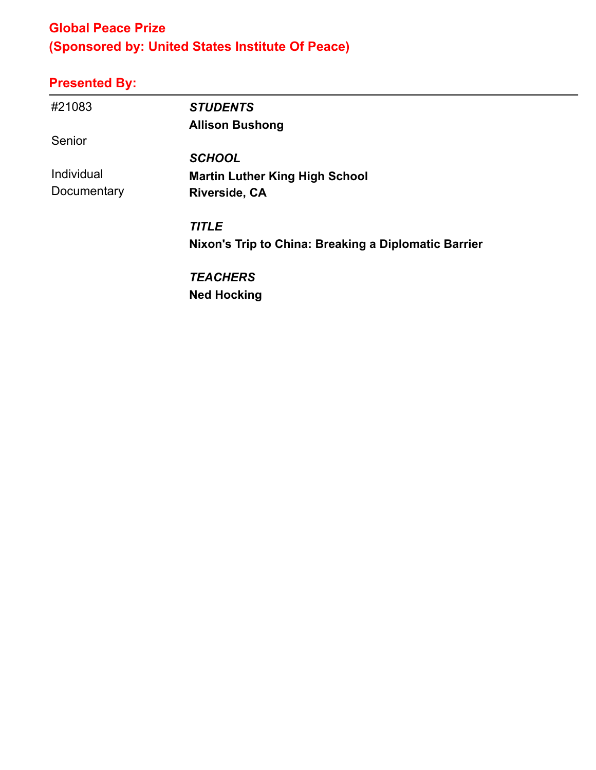## Global Peace Prize
## (Sponsored by: United States Institute Of Peace)

### Presented By:

---

#21083

Senior

Individual Documentary

***STUDENTS***
**Allison Bushong**

***SCHOOL***
**Martin Luther King High School**
**Riverside, CA**

***TITLE***
**Nixon's Trip to China: Breaking a Diplomatic Barrier**

***TEACHERS***
**Ned Hocking**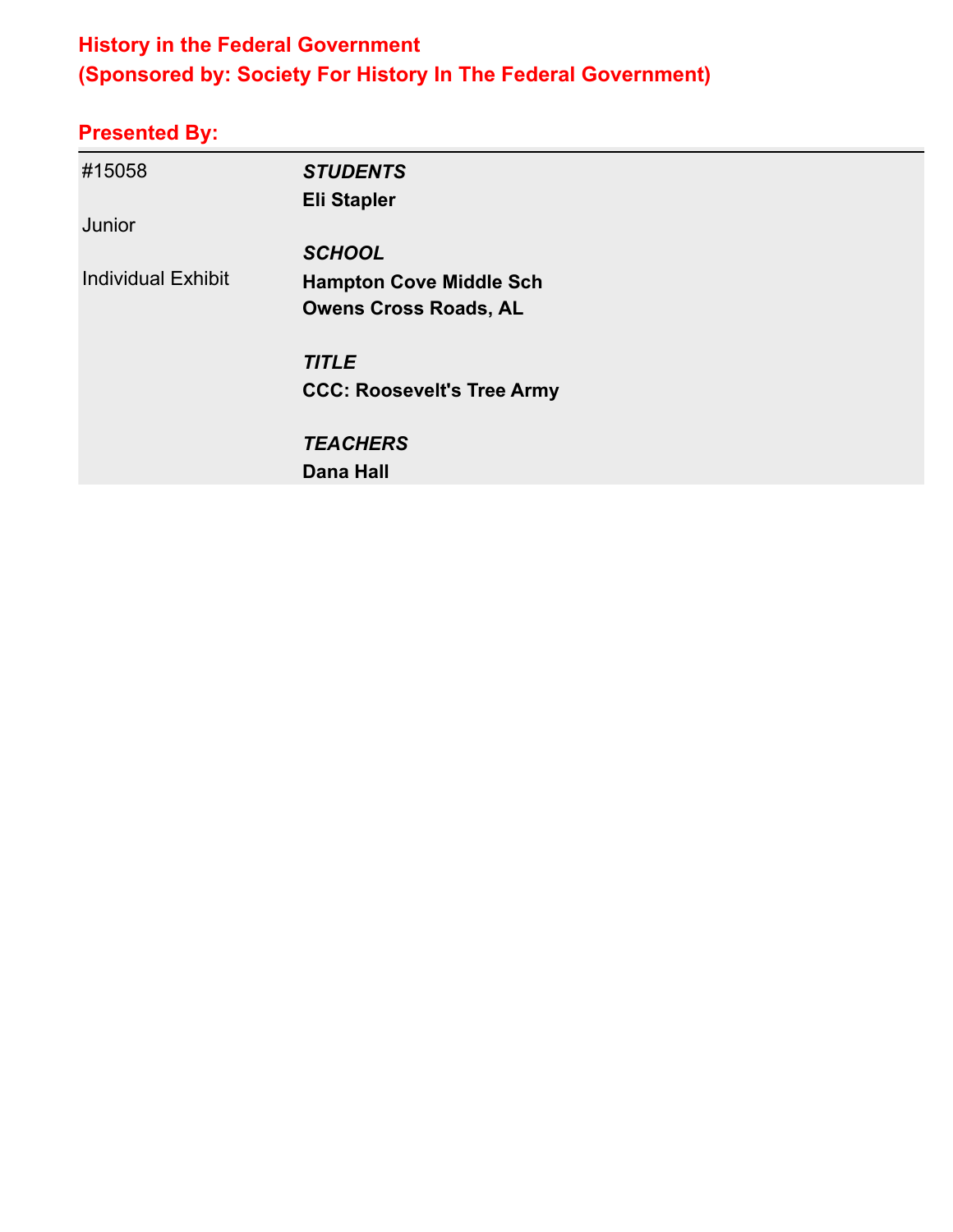## History in the Federal Government
## (Sponsored by: Society For History In The Federal Government)

### Presented By:

| | |
|---|---|
| #15058 | ***STUDENTS*** |
| | **Eli Stapler** |
| Junior | |
| | ***SCHOOL*** |
| Individual Exhibit | **Hampton Cove Middle Sch** |
| | **Owens Cross Roads, AL** |
| | |
| | ***TITLE*** |
| | **CCC: Roosevelt's Tree Army** |
| | |
| | ***TEACHERS*** |
| | **Dana Hall** |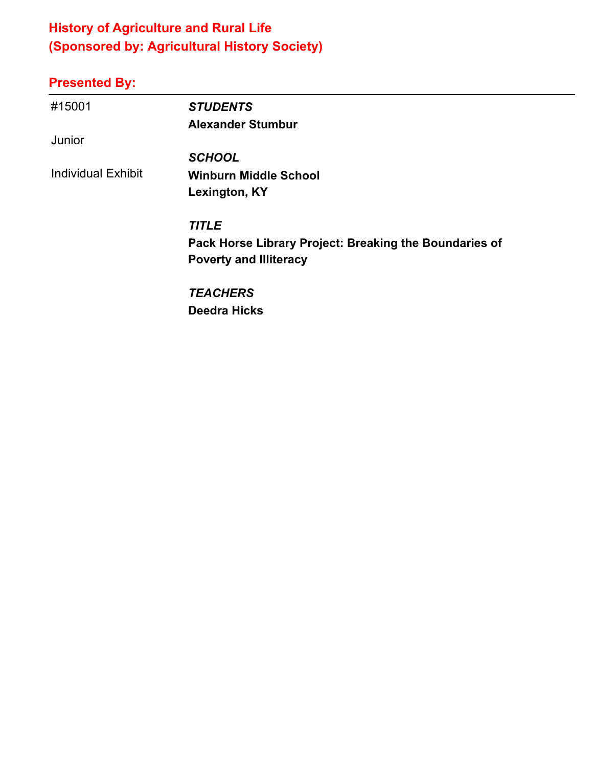## History of Agriculture and Rural Life
## (Sponsored by: Agricultural History Society)

### Presented By:

| | |
|---|---|
| #15001 | ***STUDENTS*** |
| | **Alexander Stumbur** |
| Junior | |
| | ***SCHOOL*** |
| Individual Exhibit | **Winburn Middle School** |
| | **Lexington, KY** |
| | |
| | ***TITLE*** |
| | **Pack Horse Library Project: Breaking the Boundaries of Poverty and Illiteracy** |
| | |
| | ***TEACHERS*** |
| | **Deedra Hicks** |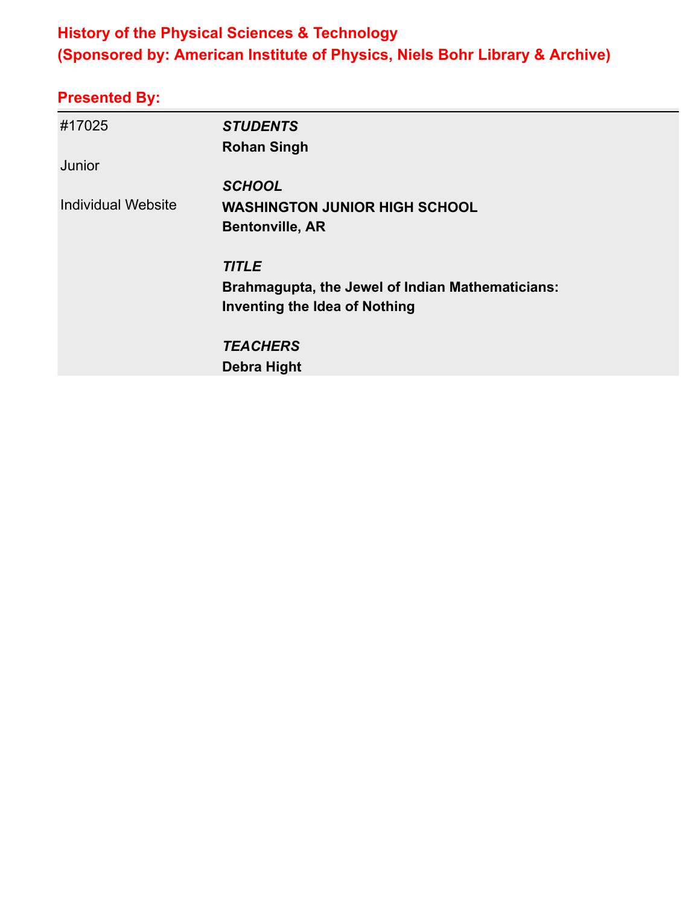**History of the Physical Sciences & Technology**
**(Sponsored by: American Institute of Physics, Niels Bohr Library & Archive)**

**Presented By:**

| | |
|---|---|
| #17025 | ***STUDENTS*** |
| | **Rohan Singh** |
| Junior | |
| | ***SCHOOL*** |
| Individual Website | **WASHINGTON JUNIOR HIGH SCHOOL** |
| | **Bentonville, AR** |
| | |
| | ***TITLE*** |
| | **Brahmagupta, the Jewel of Indian Mathematicians: Inventing the Idea of Nothing** |
| | |
| | ***TEACHERS*** |
| | **Debra Hight** |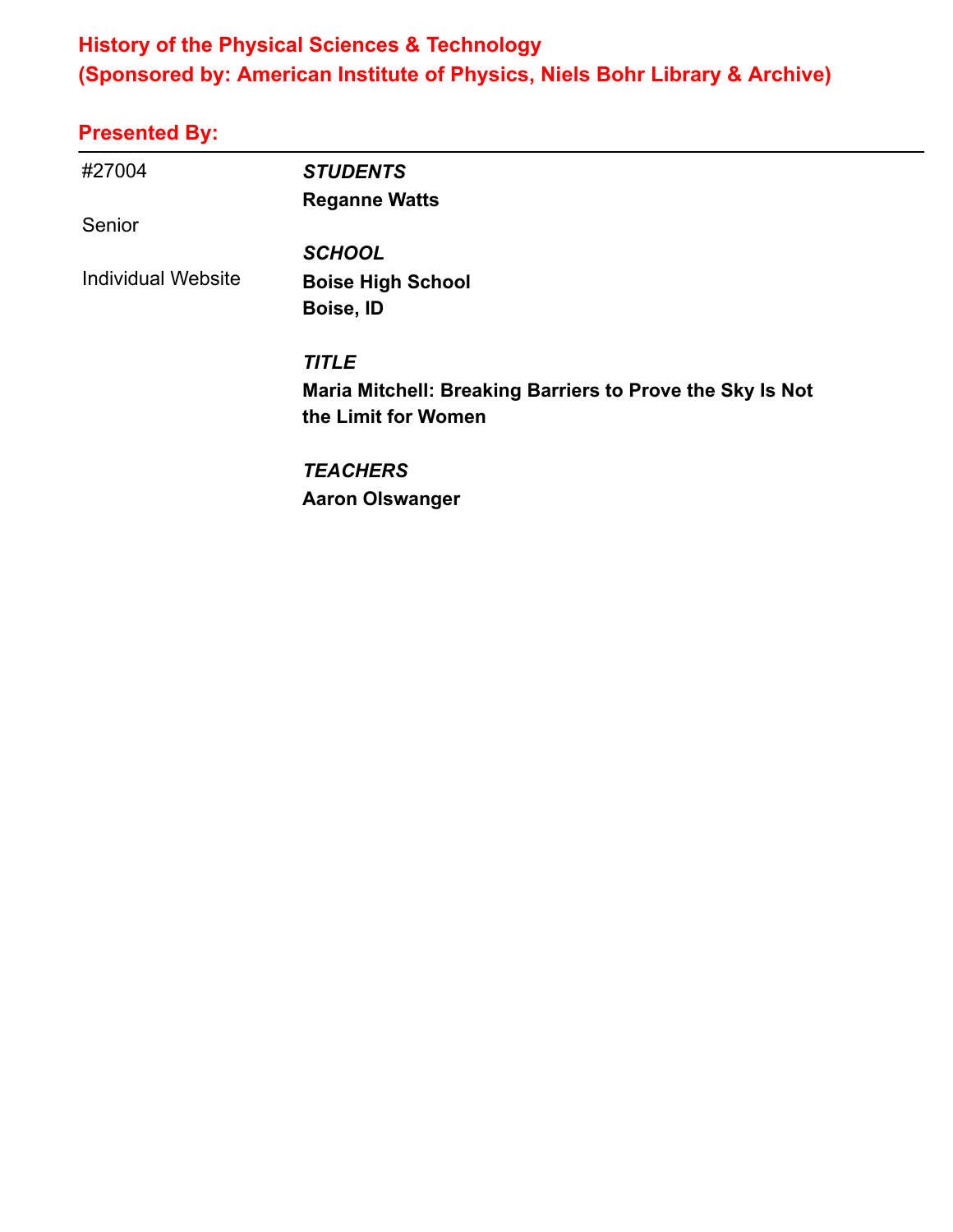## History of the Physical Sciences & Technology
## (Sponsored by: American Institute of Physics, Niels Bohr Library & Archive)

### Presented By:

---

#27004

Senior

Individual Website

***STUDENTS***
**Reganne Watts**

***SCHOOL***
**Boise High School**
**Boise, ID**

***TITLE***
**Maria Mitchell: Breaking Barriers to Prove the Sky Is Not the Limit for Women**

***TEACHERS***
**Aaron Olswanger**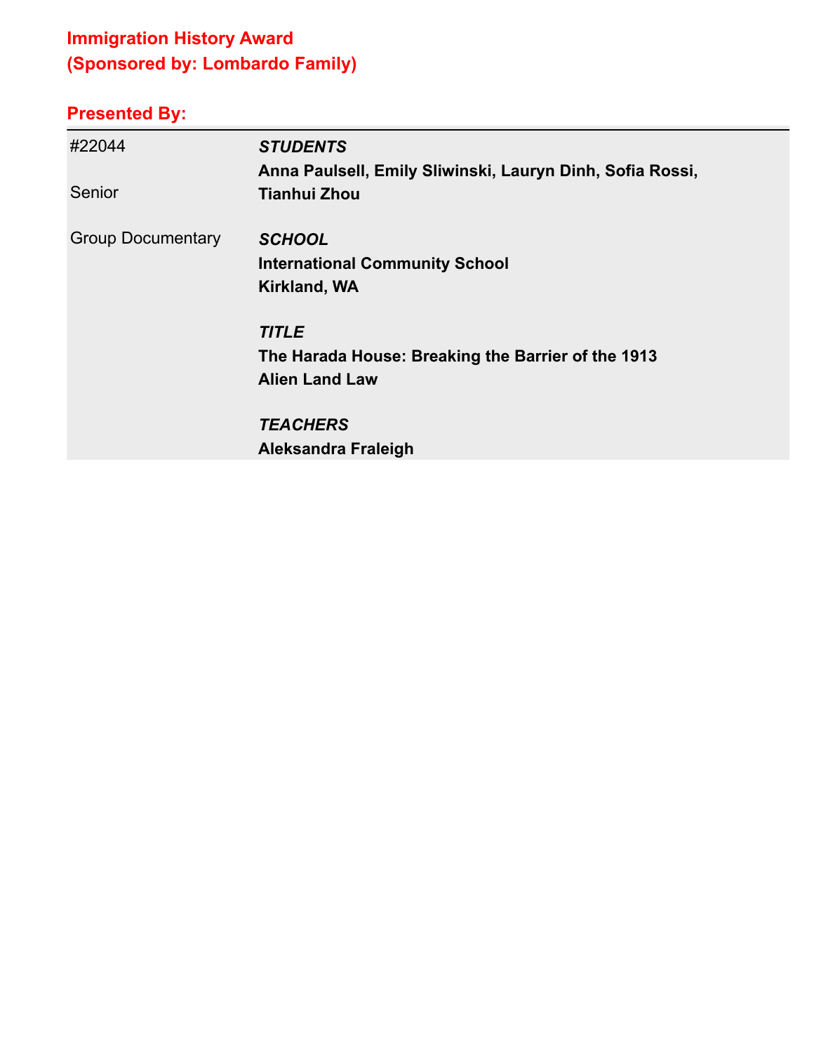## Immigration History Award
## (Sponsored by: Lombardo Family)

### Presented By:

| | |
|---|---|
| #22044 | ***STUDENTS*** |
| | **Anna Paulsell, Emily Sliwinski, Lauryn Dinh, Sofia Rossi, Tianhui Zhou** |
| Senior | |
| Group Documentary | ***SCHOOL*** |
| | **International Community School** |
| | **Kirkland, WA** |
| | ***TITLE*** |
| | **The Harada House: Breaking the Barrier of the 1913 Alien Land Law** |
| | ***TEACHERS*** |
| | **Aleksandra Fraleigh** |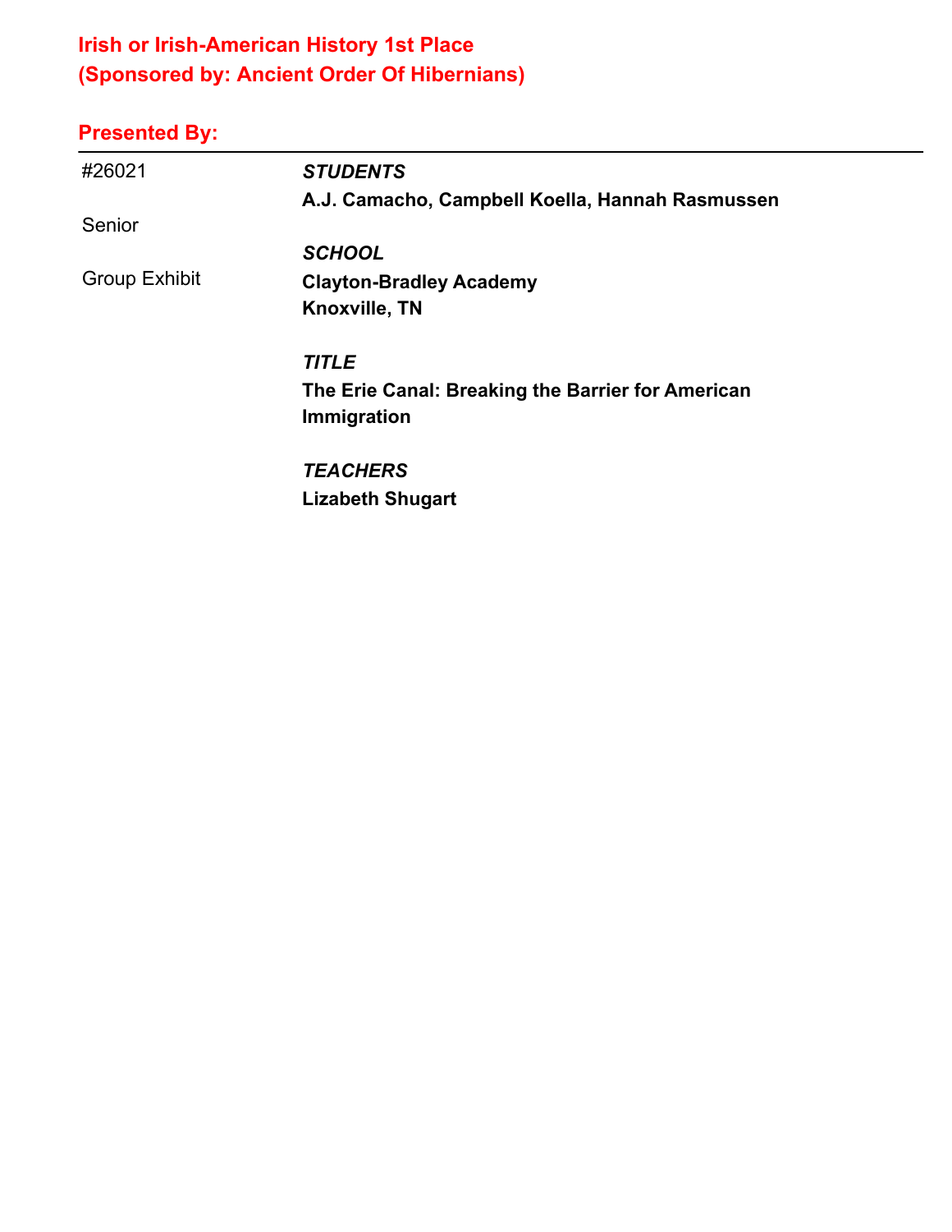## Irish or Irish-American History 1st Place
## (Sponsored by: Ancient Order Of Hibernians)

### Presented By:

---

#26021

Senior

Group Exhibit

***STUDENTS***

**A.J. Camacho, Campbell Koella, Hannah Rasmussen**

***SCHOOL***

**Clayton-Bradley Academy**
**Knoxville, TN**

***TITLE***

**The Erie Canal: Breaking the Barrier for American Immigration**

***TEACHERS***

**Lizabeth Shugart**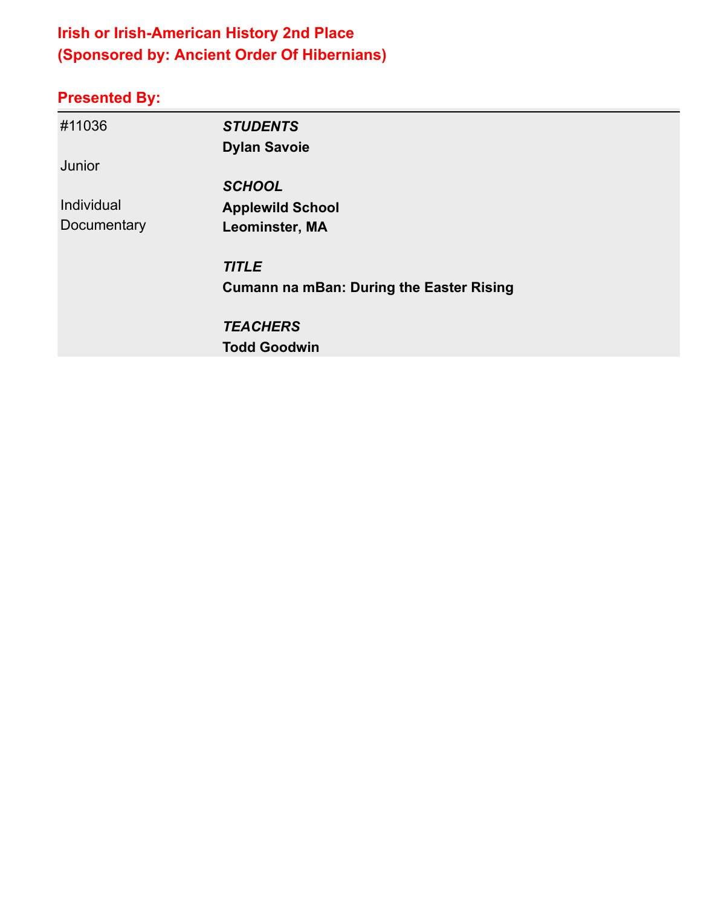## Irish or Irish-American History 2nd Place
## (Sponsored by: Ancient Order Of Hibernians)

### Presented By:

| | |
|---|---|
| #11036 | ***STUDENTS*** |
| | **Dylan Savoie** |
| Junior | |
| | ***SCHOOL*** |
| Individual Documentary | **Applewild School** |
| | **Leominster, MA** |
| | ***TITLE*** |
| | **Cumann na mBan: During the Easter Rising** |
| | ***TEACHERS*** |
| | **Todd Goodwin** |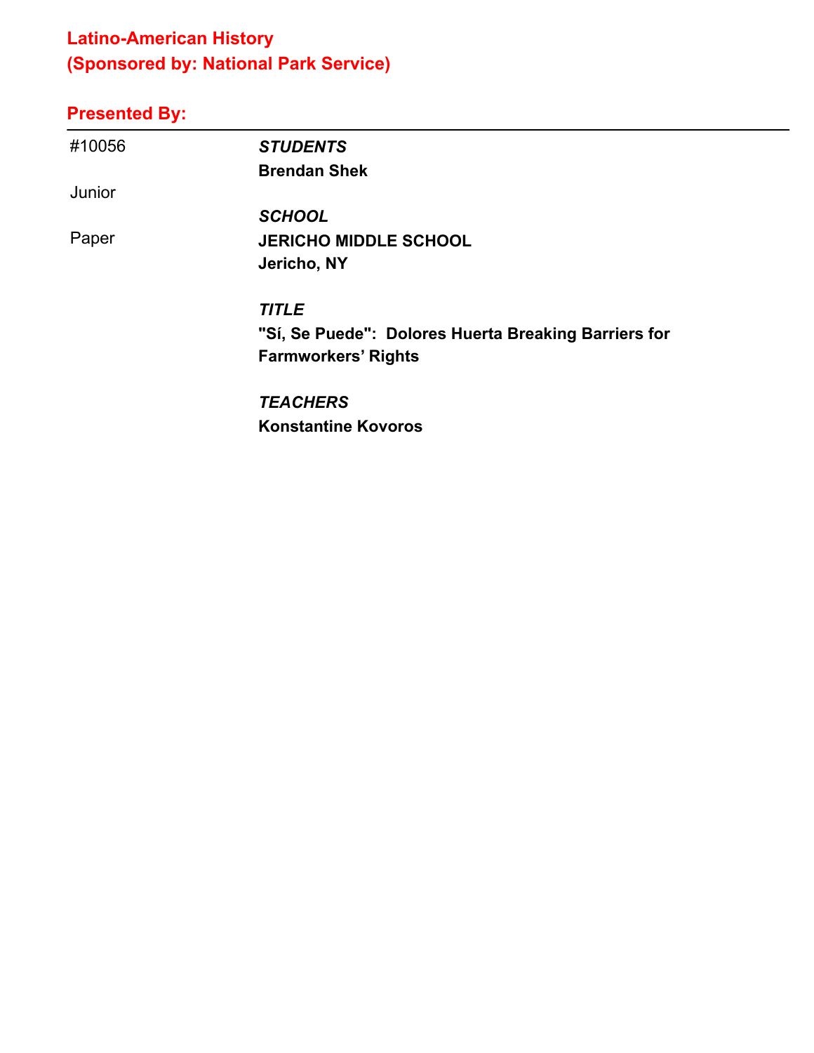## Latino-American History
## (Sponsored by: National Park Service)

### Presented By:

---

#10056

Junior

Paper

*STUDENTS*
**Brendan Shek**

*SCHOOL*
**JERICHO MIDDLE SCHOOL**
**Jericho, NY**

*TITLE*
**"Sí, Se Puede": Dolores Huerta Breaking Barriers for Farmworkers' Rights**

*TEACHERS*
**Konstantine Kovoros**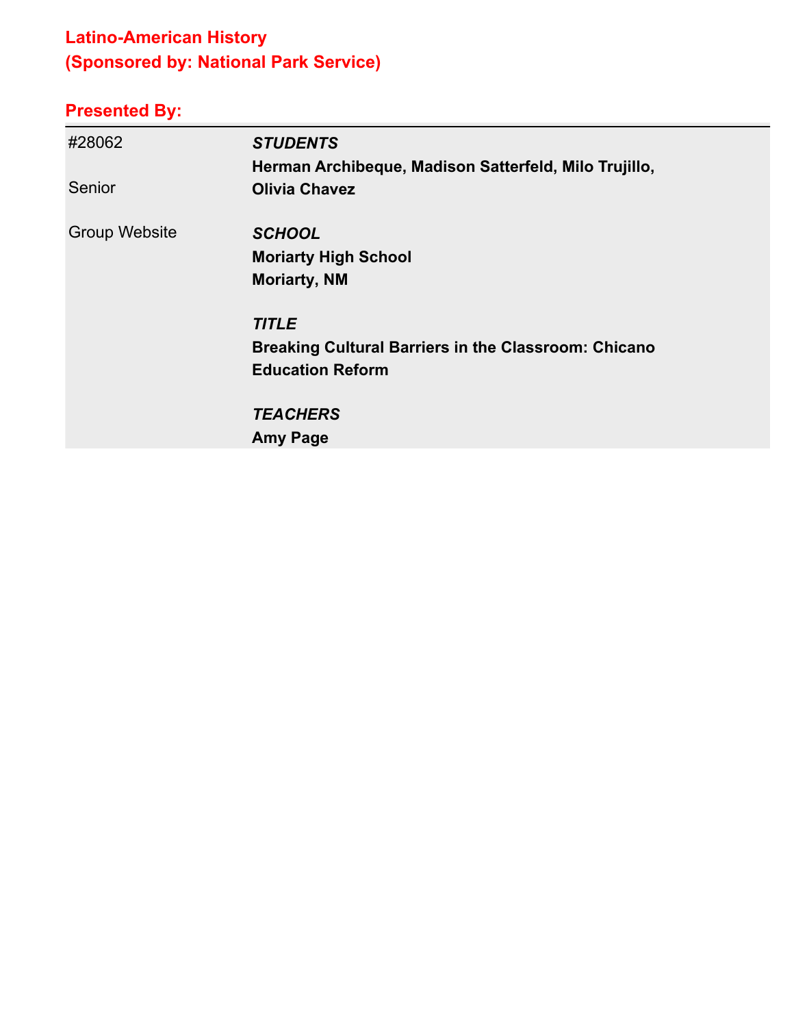## Latino-American History
## (Sponsored by: National Park Service)

## Presented By:

| | |
|---|---|
| #28062 | ***STUDENTS*** |
| | **Herman Archibeque, Madison Satterfeld, Milo Trujillo, Olivia Chavez** |
| Senior | |
| Group Website | ***SCHOOL*** |
| | **Moriarty High School** |
| | **Moriarty, NM** |
| | ***TITLE*** |
| | **Breaking Cultural Barriers in the Classroom: Chicano Education Reform** |
| | ***TEACHERS*** |
| | **Amy Page** |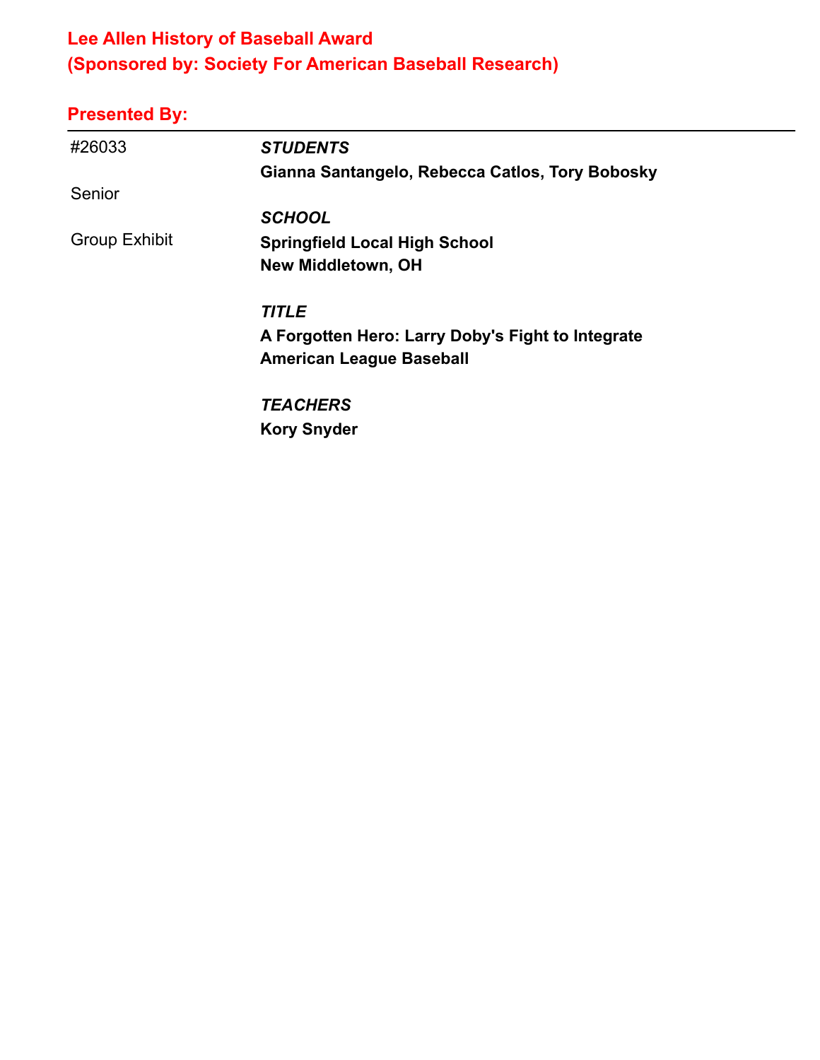## Lee Allen History of Baseball Award
## (Sponsored by: Society For American Baseball Research)

### Presented By:

#26033

Senior

Group Exhibit

*STUDENTS*
**Gianna Santangelo, Rebecca Catlos, Tory Bobosky**

*SCHOOL*
**Springfield Local High School**
**New Middletown, OH**

*TITLE*
**A Forgotten Hero: Larry Doby's Fight to Integrate American League Baseball**

*TEACHERS*
**Kory Snyder**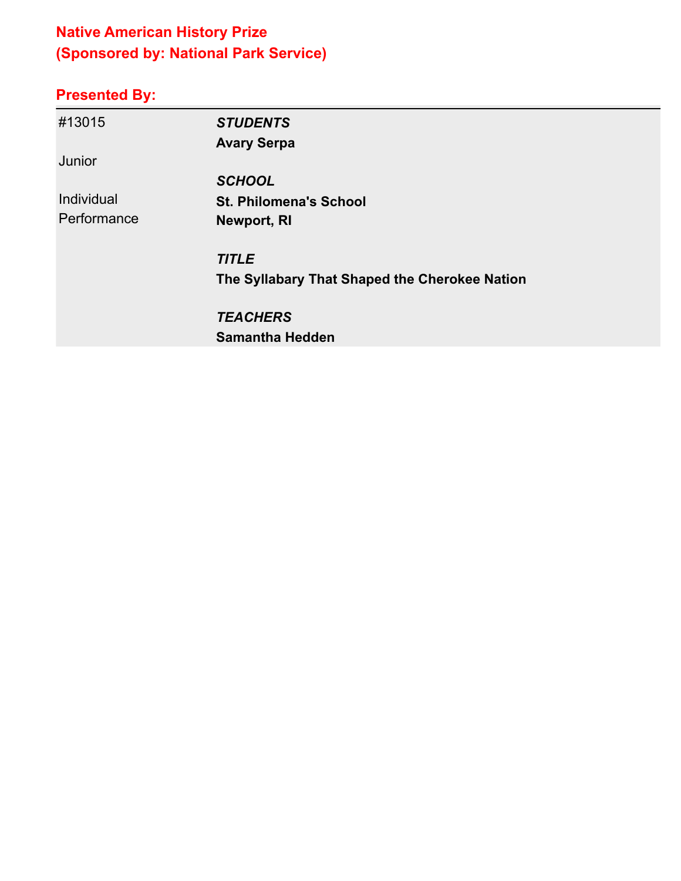## Native American History Prize
## (Sponsored by: National Park Service)

### Presented By:

| | |
|---|---|
| #13015<br><br>Junior<br><br>Individual Performance | ***STUDENTS***<br>**Avary Serpa**<br><br>***SCHOOL***<br>**St. Philomena's School**<br>**Newport, RI**<br><br>***TITLE***<br>**The Syllabary That Shaped the Cherokee Nation**<br><br>***TEACHERS***<br>**Samantha Hedden** |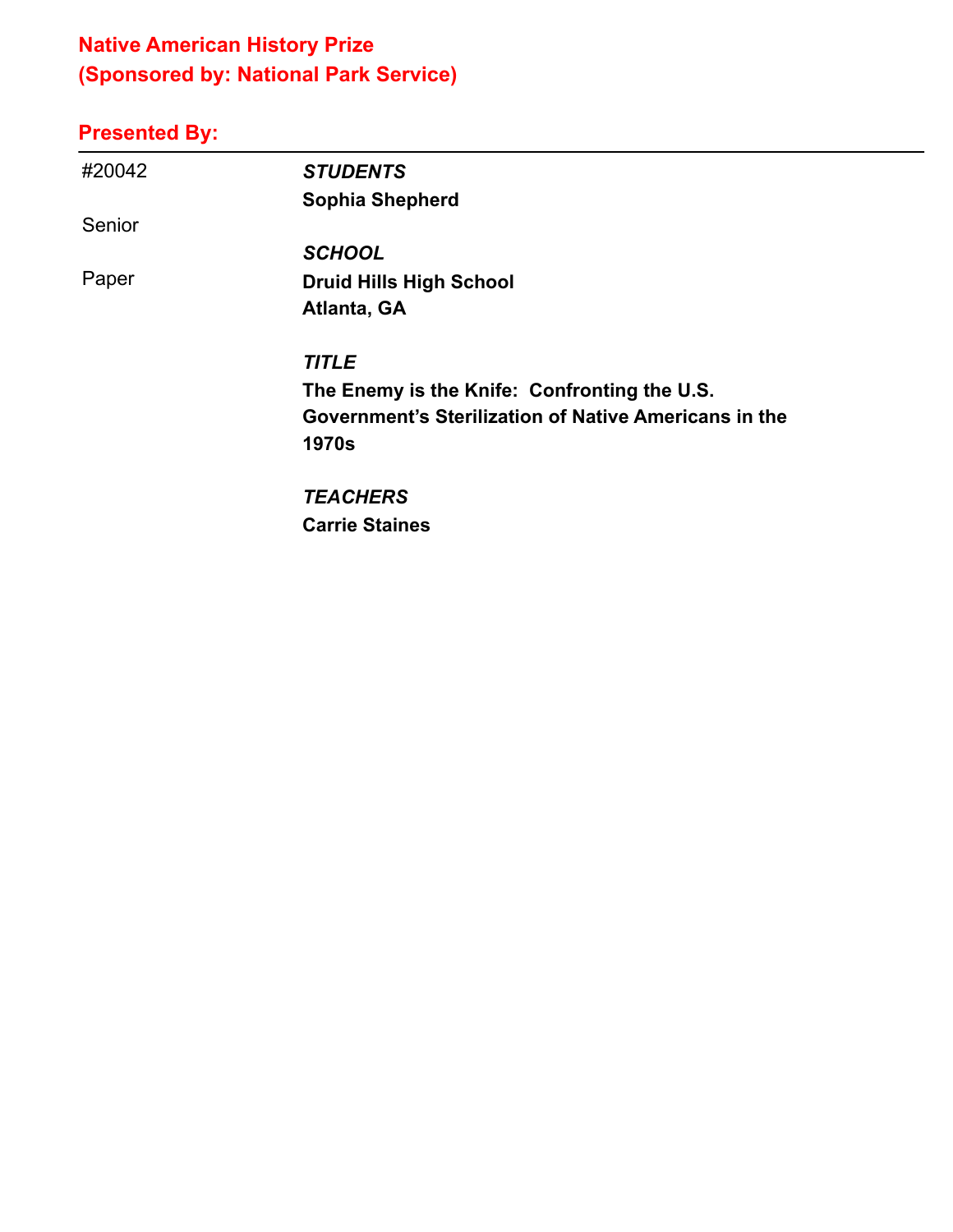## Native American History Prize
## (Sponsored by: National Park Service)

## Presented By:

---

#20042

Senior

Paper

***STUDENTS***

**Sophia Shepherd**

***SCHOOL***

**Druid Hills High School**
**Atlanta, GA**

***TITLE***

**The Enemy is the Knife: Confronting the U.S. Government's Sterilization of Native Americans in the 1970s**

***TEACHERS***

**Carrie Staines**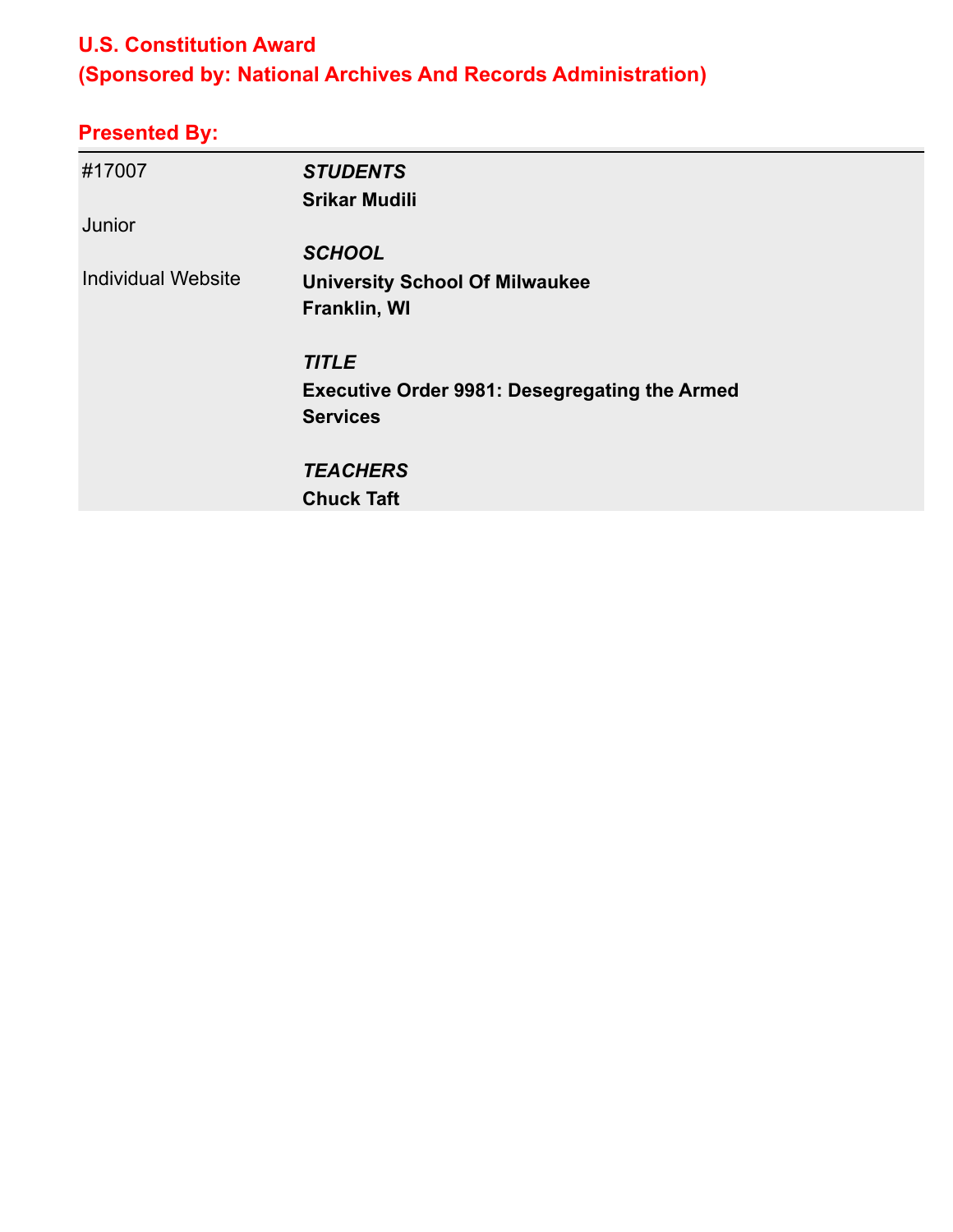## U.S. Constitution Award
## (Sponsored by: National Archives And Records Administration)

### Presented By:

| | |
|---|---|
| #17007 | ***STUDENTS*** |
| | **Srikar Mudili** |
| Junior | |
| | ***SCHOOL*** |
| Individual Website | **University School Of Milwaukee** |
| | **Franklin, WI** |
| | |
| | ***TITLE*** |
| | **Executive Order 9981: Desegregating the Armed Services** |
| | |
| | ***TEACHERS*** |
| | **Chuck Taft** |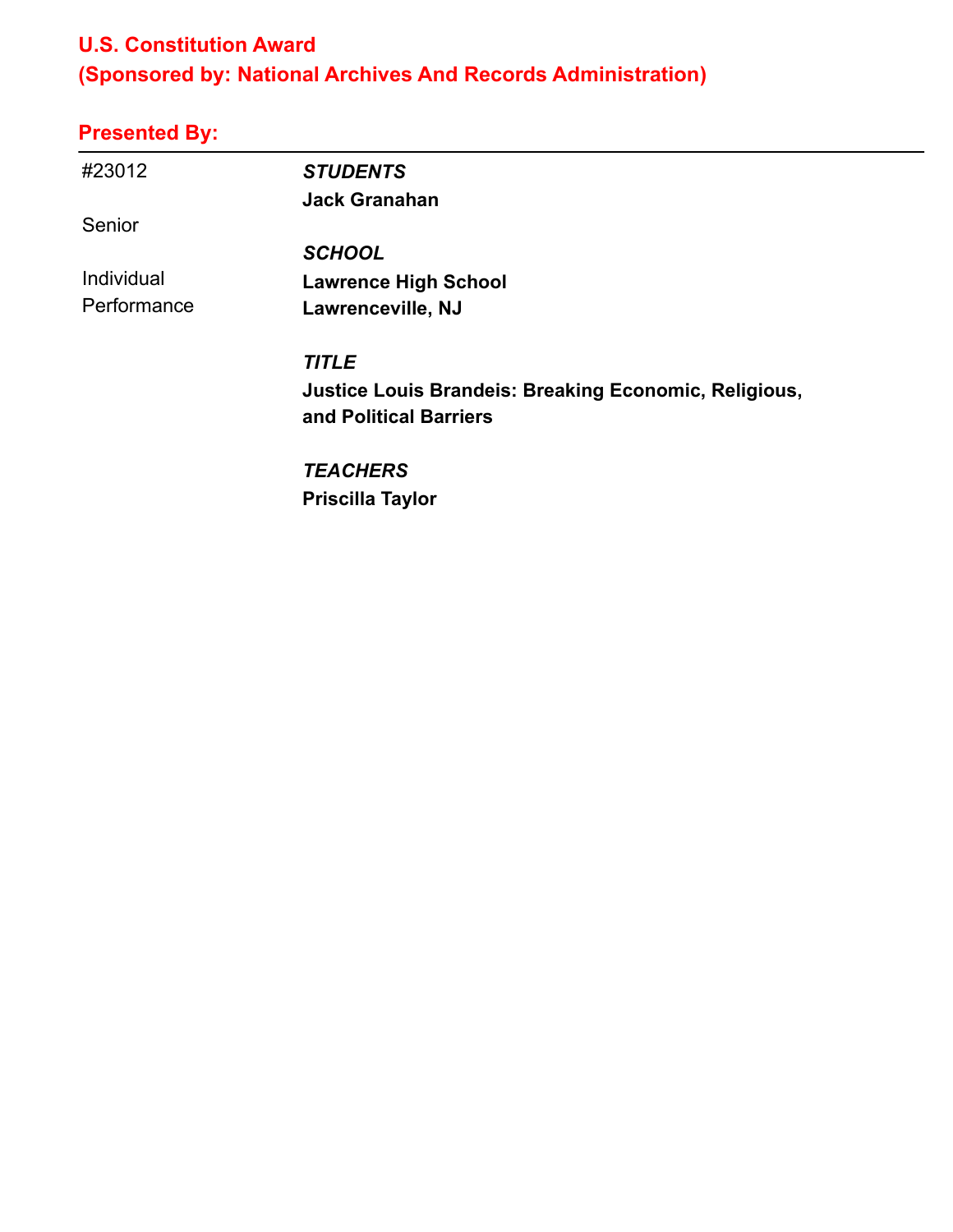## U.S. Constitution Award
## (Sponsored by: National Archives And Records Administration)

### Presented By:

---

#23012

Senior

Individual Performance

*STUDENTS*
**Jack Granahan**

*SCHOOL*
**Lawrence High School**
**Lawrenceville, NJ**

*TITLE*
**Justice Louis Brandeis: Breaking Economic, Religious, and Political Barriers**

*TEACHERS*
**Priscilla Taylor**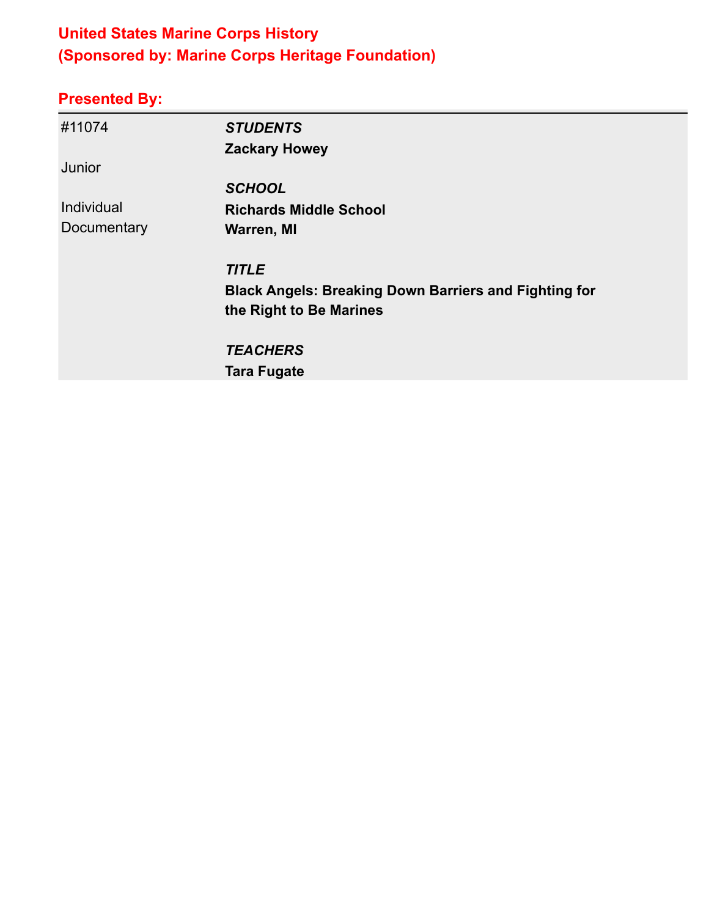## United States Marine Corps History
## (Sponsored by: Marine Corps Heritage Foundation)

### Presented By:

| | |
|---|---|
| #11074 | ***STUDENTS*** |
| | **Zackary Howey** |
| Junior | |
| | ***SCHOOL*** |
| Individual Documentary | **Richards Middle School** |
| | **Warren, MI** |
| | ***TITLE*** |
| | **Black Angels: Breaking Down Barriers and Fighting for the Right to Be Marines** |
| | ***TEACHERS*** |
| | **Tara Fugate** |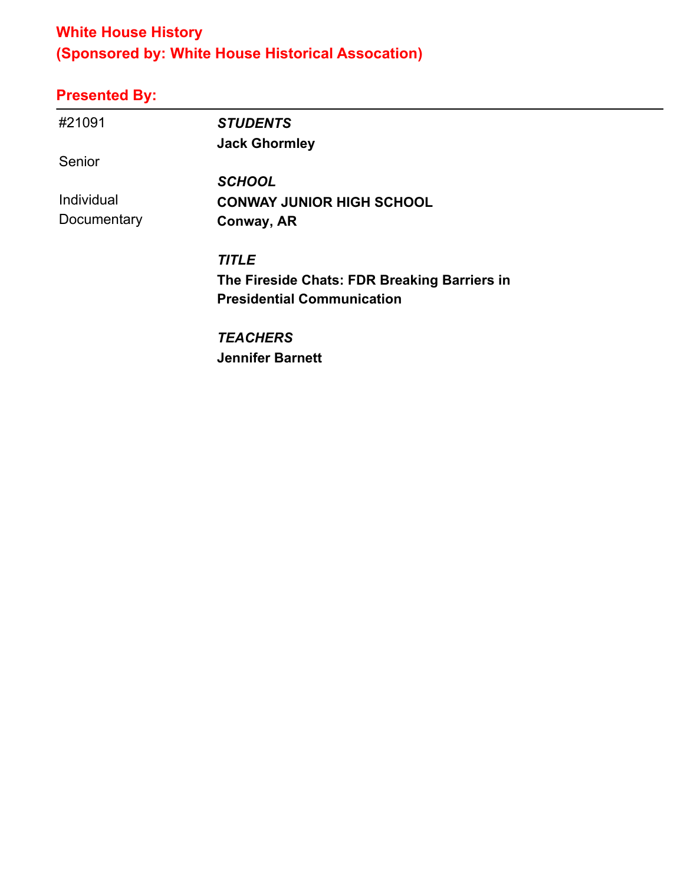## White House History
## (Sponsored by: White House Historical Assocation)

### Presented By:

---

| | |
|---|---|
| #21091 | ***STUDENTS*** |
| | **Jack Ghormley** |
| Senior | |
| | ***SCHOOL*** |
| Individual Documentary | **CONWAY JUNIOR HIGH SCHOOL** |
| | **Conway, AR** |
| | ***TITLE*** |
| | **The Fireside Chats: FDR Breaking Barriers in Presidential Communication** |
| | ***TEACHERS*** |
| | **Jennifer Barnett** |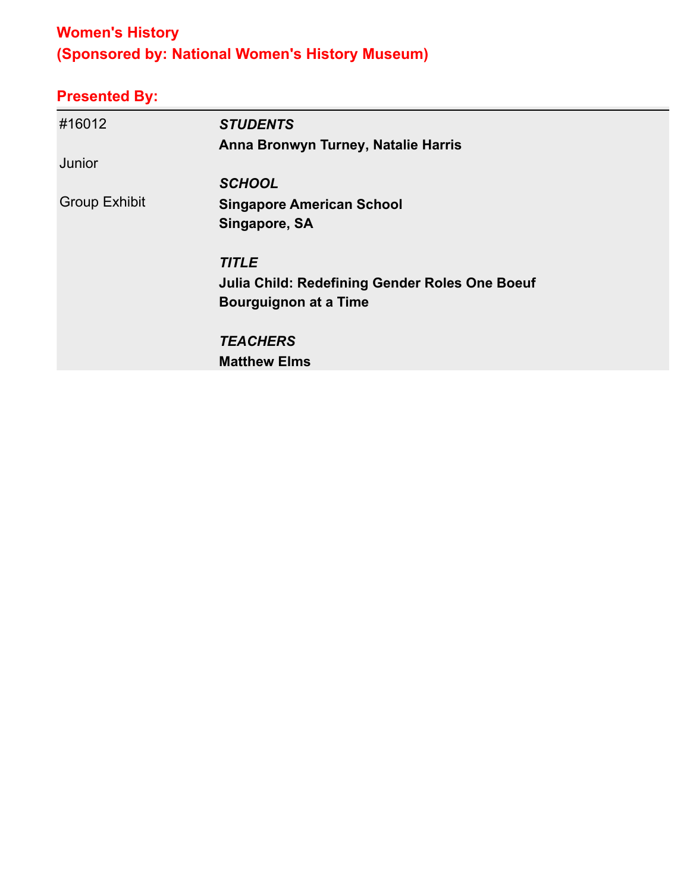## Women's History
## (Sponsored by: National Women's History Museum)

### Presented By:

| | |
|---|---|
| #16012 | ***STUDENTS*** |
| | **Anna Bronwyn Turney, Natalie Harris** |
| Junior | |
| | ***SCHOOL*** |
| Group Exhibit | **Singapore American School** |
| | **Singapore, SA** |
| | ***TITLE*** |
| | **Julia Child: Redefining Gender Roles One Boeuf Bourguignon at a Time** |
| | ***TEACHERS*** |
| | **Matthew Elms** |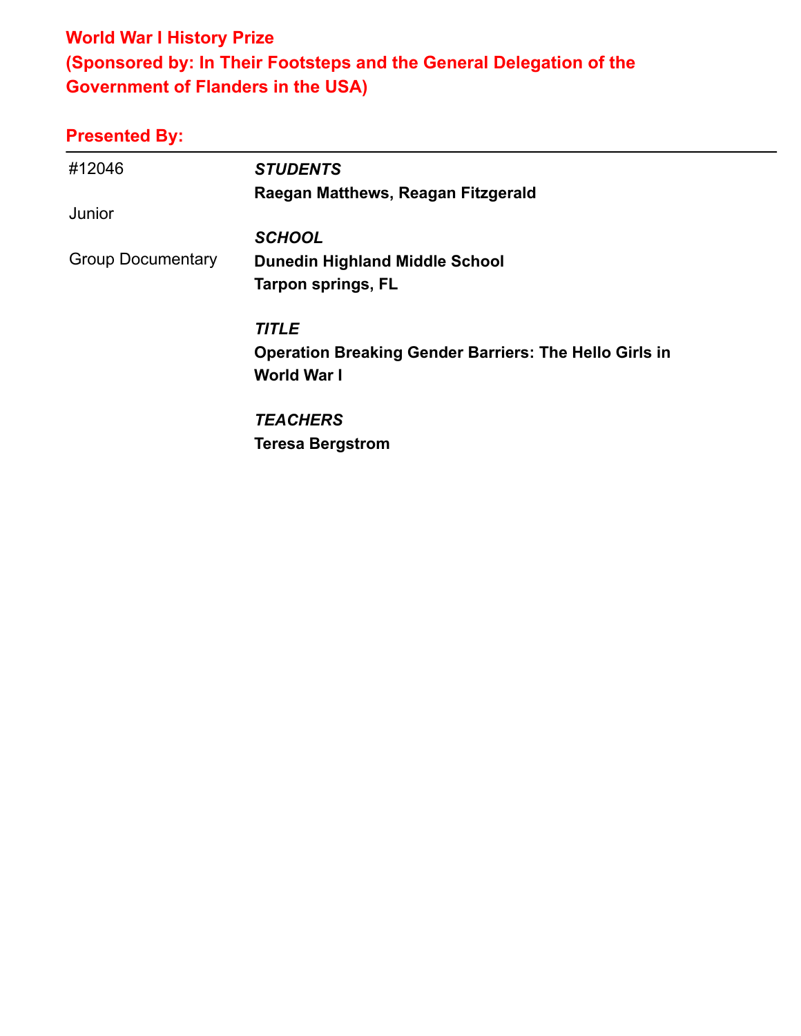## World War I History Prize
## (Sponsored by: In Their Footsteps and the General Delegation of the Government of Flanders in the USA)

## Presented By:

#12046

Junior

Group Documentary

***STUDENTS***
**Raegan Matthews, Reagan Fitzgerald**

***SCHOOL***
**Dunedin Highland Middle School**
**Tarpon springs, FL**

***TITLE***
**Operation Breaking Gender Barriers: The Hello Girls in World War I**

***TEACHERS***
**Teresa Bergstrom**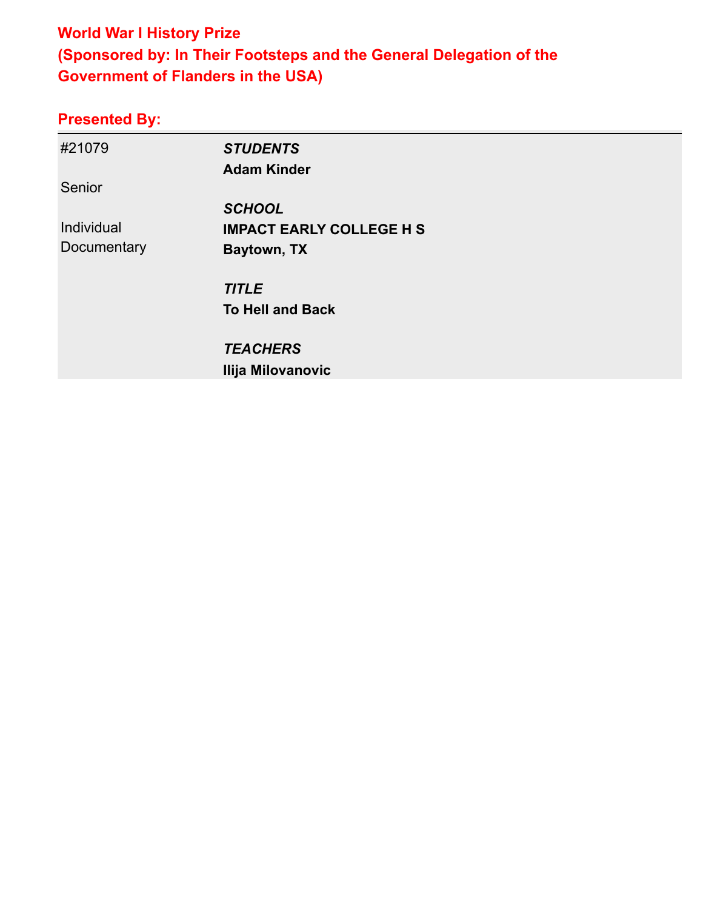## World War I History Prize
## (Sponsored by: In Their Footsteps and the General Delegation of the Government of Flanders in the USA)

### Presented By:

| | |
|---|---|
| #21079 | ***STUDENTS*** |
| | **Adam Kinder** |
| Senior | |
| | ***SCHOOL*** |
| Individual Documentary | **IMPACT EARLY COLLEGE H S** |
| | **Baytown, TX** |
| | ***TITLE*** |
| | **To Hell and Back** |
| | ***TEACHERS*** |
| | **Ilija Milovanovic** |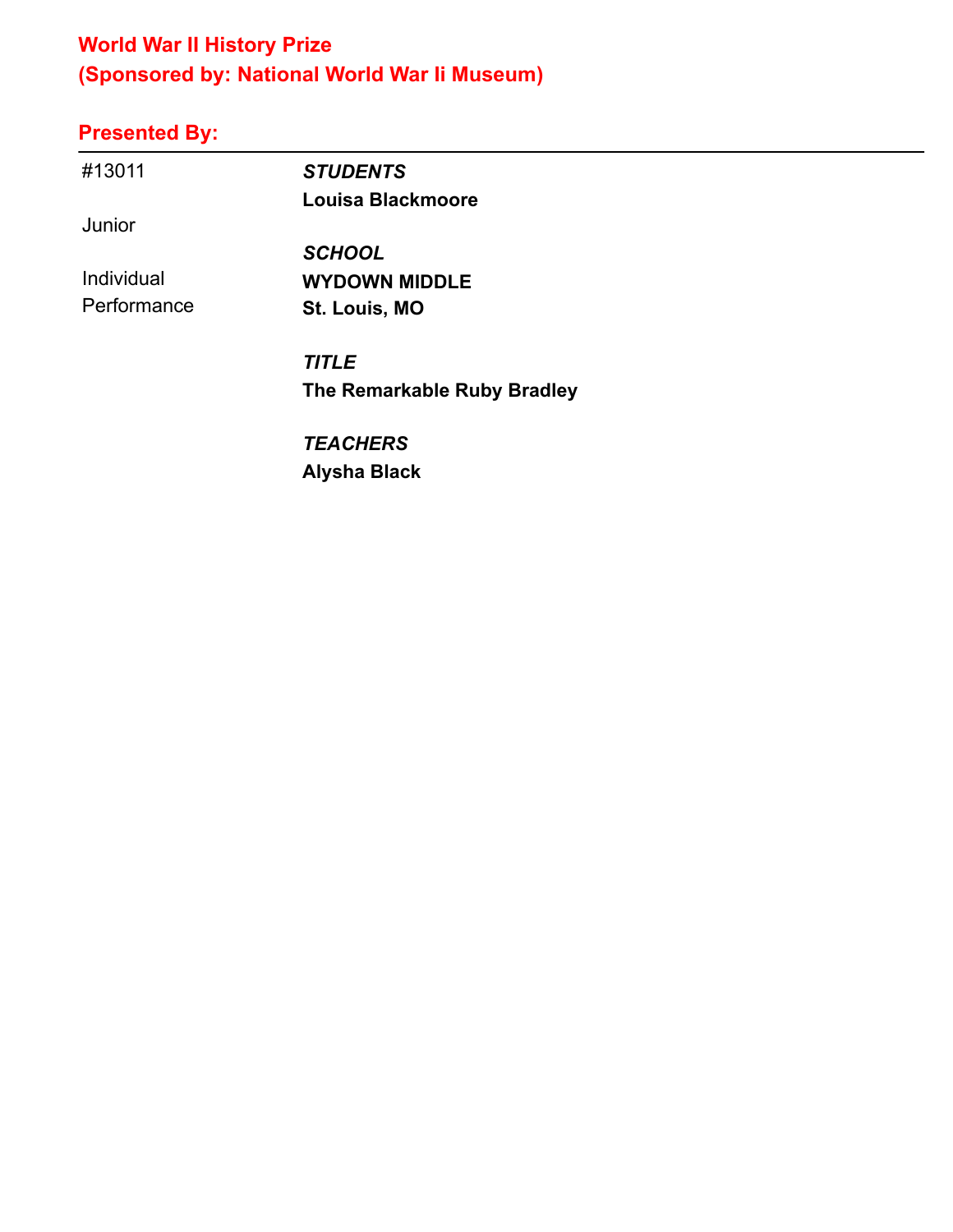## World War II History Prize
## (Sponsored by: National World War Ii Museum)

### Presented By:

---

#13011

Junior

Individual Performance

*STUDENTS*
**Louisa Blackmoore**

*SCHOOL*
**WYDOWN MIDDLE**
**St. Louis, MO**

*TITLE*
**The Remarkable Ruby Bradley**

*TEACHERS*
**Alysha Black**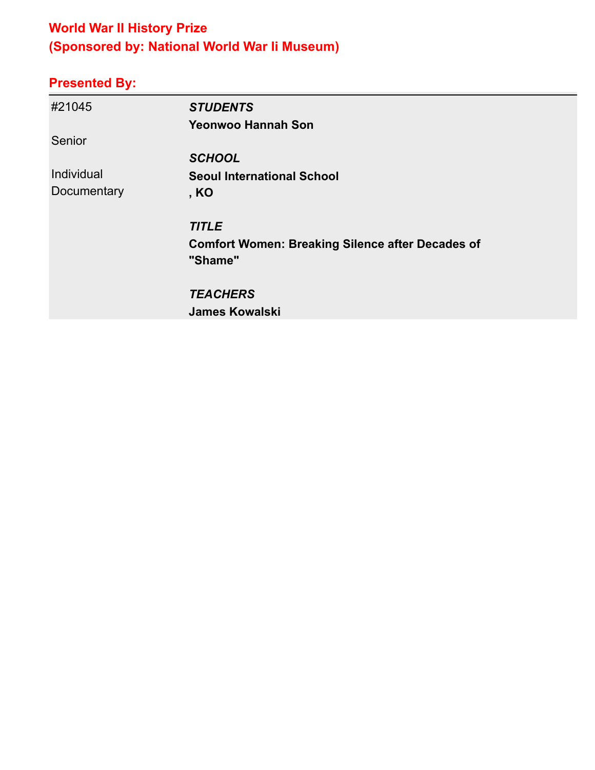**World War II History Prize**
**(Sponsored by: National World War Ii Museum)**

**Presented By:**

| | |
|---|---|
| #21045<br><br>Senior<br><br>Individual Documentary | ***STUDENTS***<br>**Yeonwoo Hannah Son**<br><br>***SCHOOL***<br>**Seoul International School**<br>**, KO**<br><br>***TITLE***<br>**Comfort Women: Breaking Silence after Decades of "Shame"**<br><br>***TEACHERS***<br>**James Kowalski** |